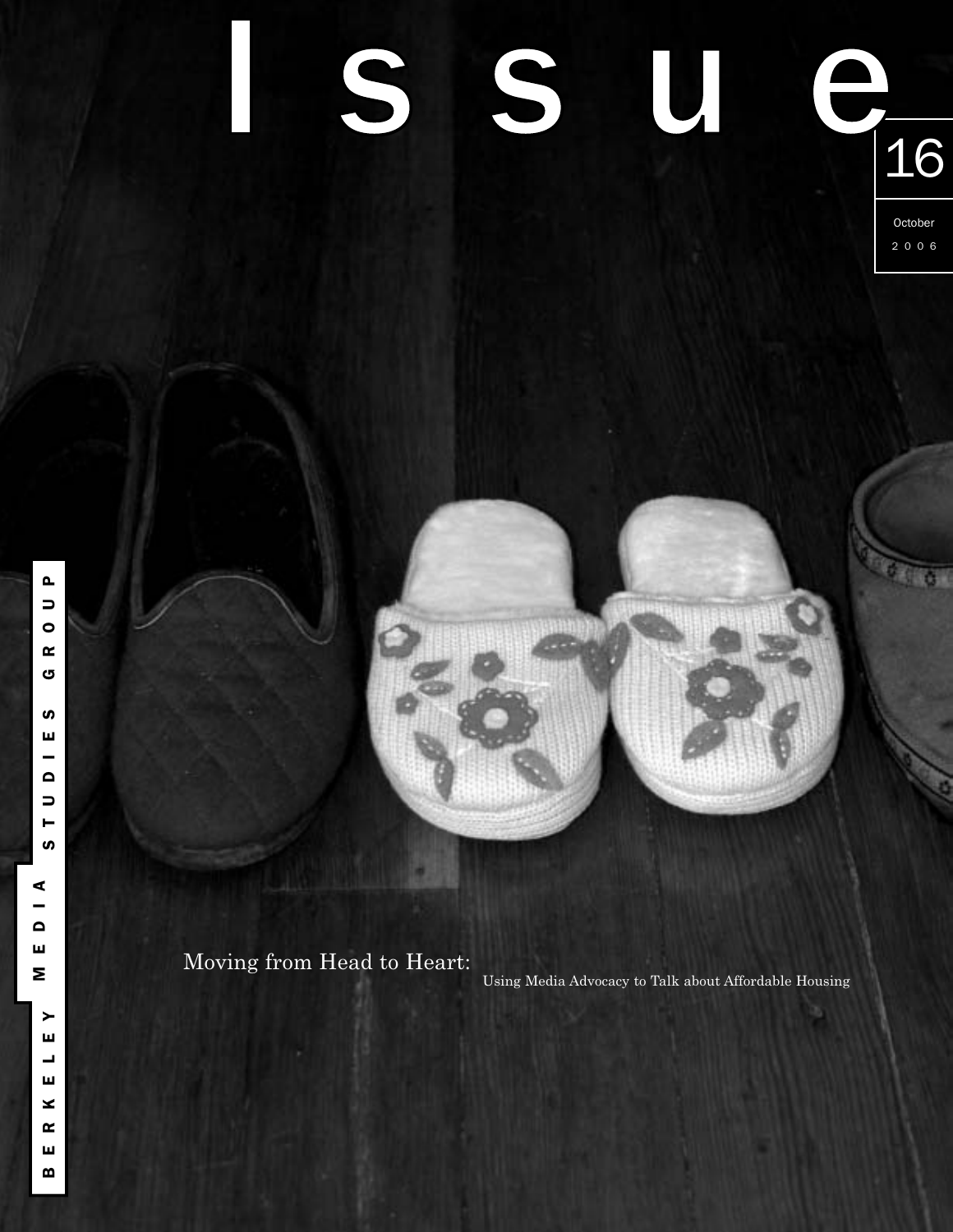# Issue

16

October 2006

BERKELEY MEDIA STUDIES GROUP

## Moving from Head to Heart:

Using Media Advocacy to Talk about Affordable Housing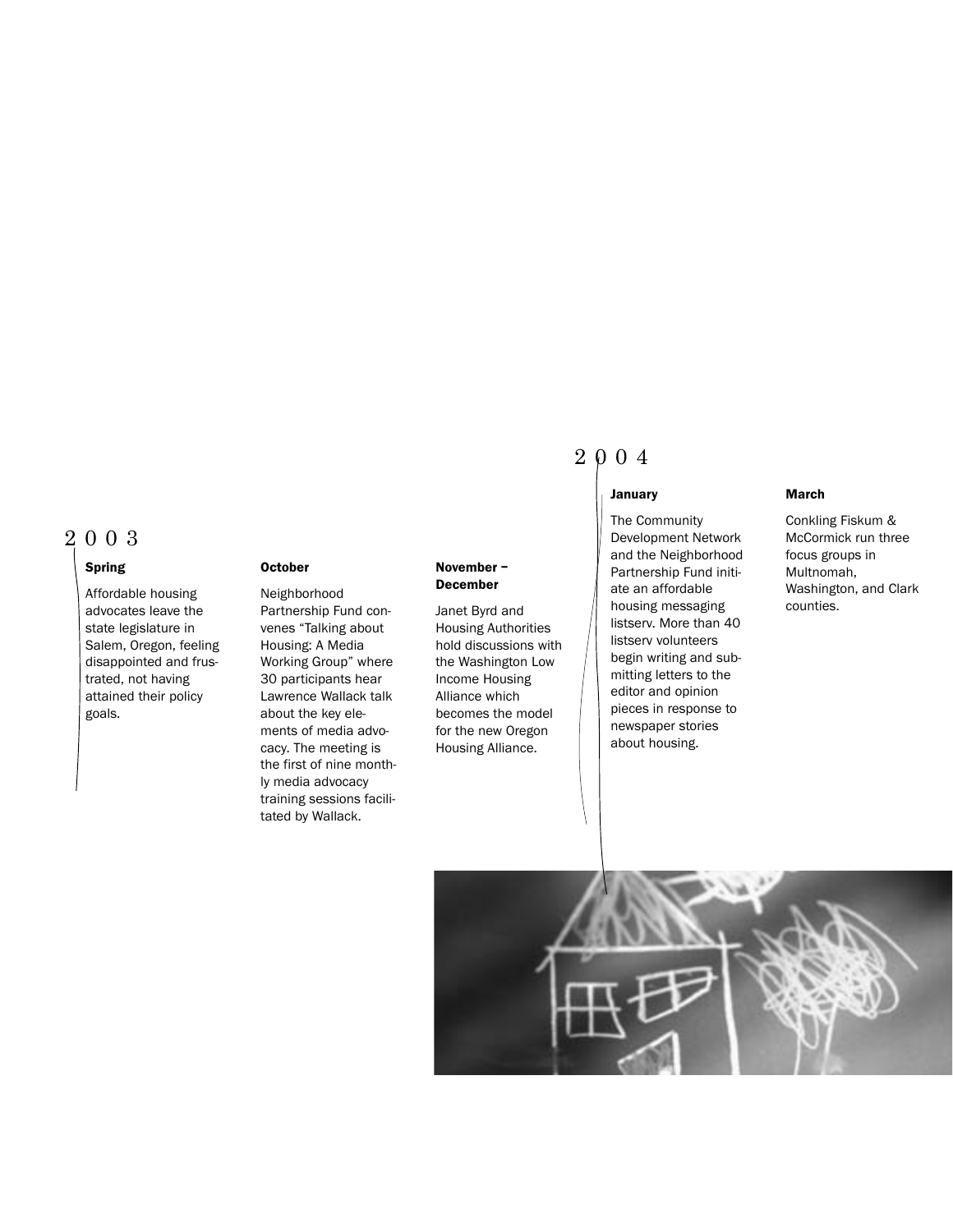## 2003

### Spring

Affordable housing advocates leave the state legislature in Salem, Oregon, feeling disappointed and frustrated, not having attained their policy goals.

### October

Neighborhood Partnership Fund convenes "Talking about Housing: A Media Working Group" where 30 participants hear Lawrence Wallack talk about the key elements of media advocacy. The meeting is the first of nine monthly media advocacy training sessions facilitated by Wallack.

### November – December

Janet Byrd and Housing Authorities hold discussions with the Washington Low Income Housing Alliance which becomes the model for the new Oregon Housing Alliance.

## 2004

### January

The Community Development Network and the Neighborhood Partnership Fund initiate an affordable housing messaging listserv. More than 40 listserv volunteers begin writing and submitting letters to the editor and opinion pieces in response to newspaper stories about housing.

### March

Conkling Fiskum & McCormick run three focus groups in Multnomah, Washington, and Clark counties.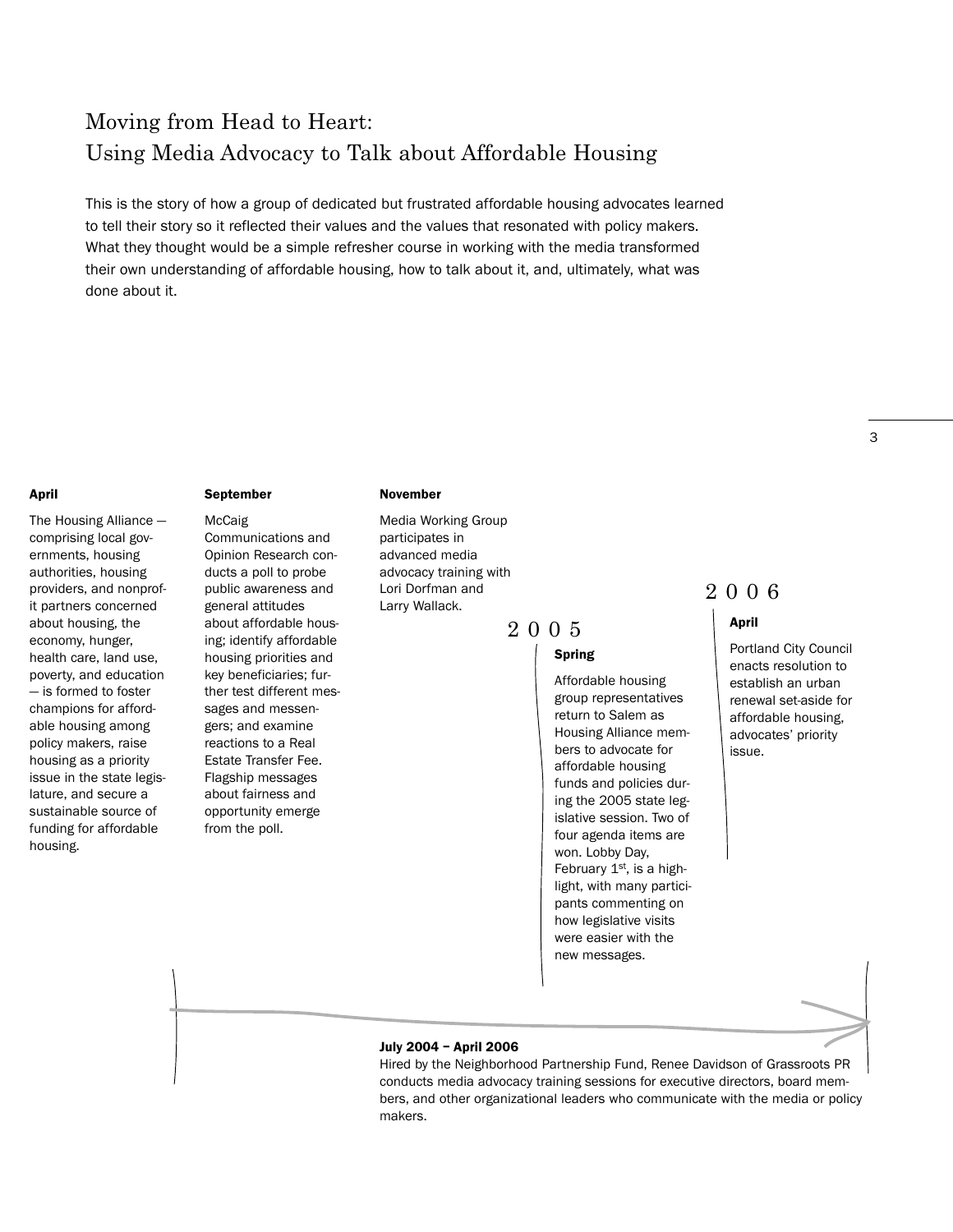# Moving from Head to Heart: Using Media Advocacy to Talk about Affordable Housing

This is the story of how a group of dedicated but frustrated affordable housing advocates learned to tell their story so it reflected their values and the values that resonated with policy makers. What they thought would be a simple refresher course in working with the media transformed their own understanding of affordable housing, how to talk about it, and, ultimately, what was done about it.

**April**

The Housing Alliance — comprising local governments, housing authorities, housing providers, and nonprofit partners concerned about housing, the economy, hunger, health care, land use, poverty, and education — is formed to foster champions for affordable housing among policy makers, raise housing as a priority issue in the state legislature, and secure a sustainable source of funding for affordable housing.

**September**

McCaig Communications and Opinion Research conducts a poll to probe public awareness and general attitudes about affordable housing; identify affordable housing priorities and key beneficiaries; further test different messages and messengers; and examine reactions to a Real Estate Transfer Fee. Flagship messages about fairness and opportunity emerge from the poll.

**November**

Media Working Group participates in advanced media advocacy training with Lori Dorfman and Larry Wallack.

## 2005

**Spring**

Affordable housing group representatives return to Salem as Housing Alliance members to advocate for affordable housing funds and policies during the 2005 state legislative session. Two of four agenda items are won. Lobby Day, February 1st, is a highlight, with many participants commenting on how legislative visits were easier with the new messages.

## 2006

**April**

Portland City Council enacts resolution to establish an urban renewal set-aside for affordable housing, advocates' priority issue.

**July 2004 – April 2006**

Hired by the Neighborhood Partnership Fund, Renee Davidson of Grassroots PR conducts media advocacy training sessions for executive directors, board members, and other organizational leaders who communicate with the media or policy makers.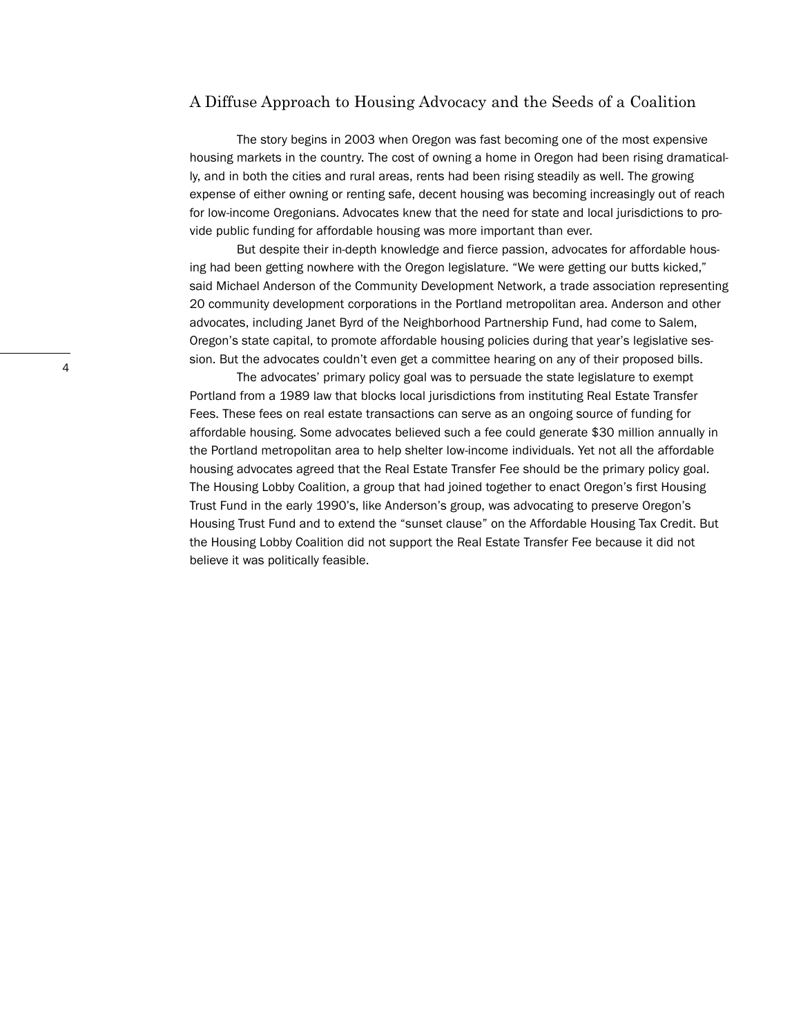## A Diffuse Approach to Housing Advocacy and the Seeds of a Coalition

The story begins in 2003 when Oregon was fast becoming one of the most expensive housing markets in the country. The cost of owning a home in Oregon had been rising dramatically, and in both the cities and rural areas, rents had been rising steadily as well. The growing expense of either owning or renting safe, decent housing was becoming increasingly out of reach for low-income Oregonians. Advocates knew that the need for state and local jurisdictions to provide public funding for affordable housing was more important than ever.

But despite their in-depth knowledge and fierce passion, advocates for affordable housing had been getting nowhere with the Oregon legislature. "We were getting our butts kicked," said Michael Anderson of the Community Development Network, a trade association representing 20 community development corporations in the Portland metropolitan area. Anderson and other advocates, including Janet Byrd of the Neighborhood Partnership Fund, had come to Salem, Oregon's state capital, to promote affordable housing policies during that year's legislative session. But the advocates couldn't even get a committee hearing on any of their proposed bills.

The advocates' primary policy goal was to persuade the state legislature to exempt Portland from a 1989 law that blocks local jurisdictions from instituting Real Estate Transfer Fees. These fees on real estate transactions can serve as an ongoing source of funding for affordable housing. Some advocates believed such a fee could generate $30 million annually in the Portland metropolitan area to help shelter low-income individuals. Yet not all the affordable housing advocates agreed that the Real Estate Transfer Fee should be the primary policy goal. The Housing Lobby Coalition, a group that had joined together to enact Oregon's first Housing Trust Fund in the early 1990's, like Anderson's group, was advocating to preserve Oregon's Housing Trust Fund and to extend the "sunset clause" on the Affordable Housing Tax Credit. But the Housing Lobby Coalition did not support the Real Estate Transfer Fee because it did not believe it was politically feasible.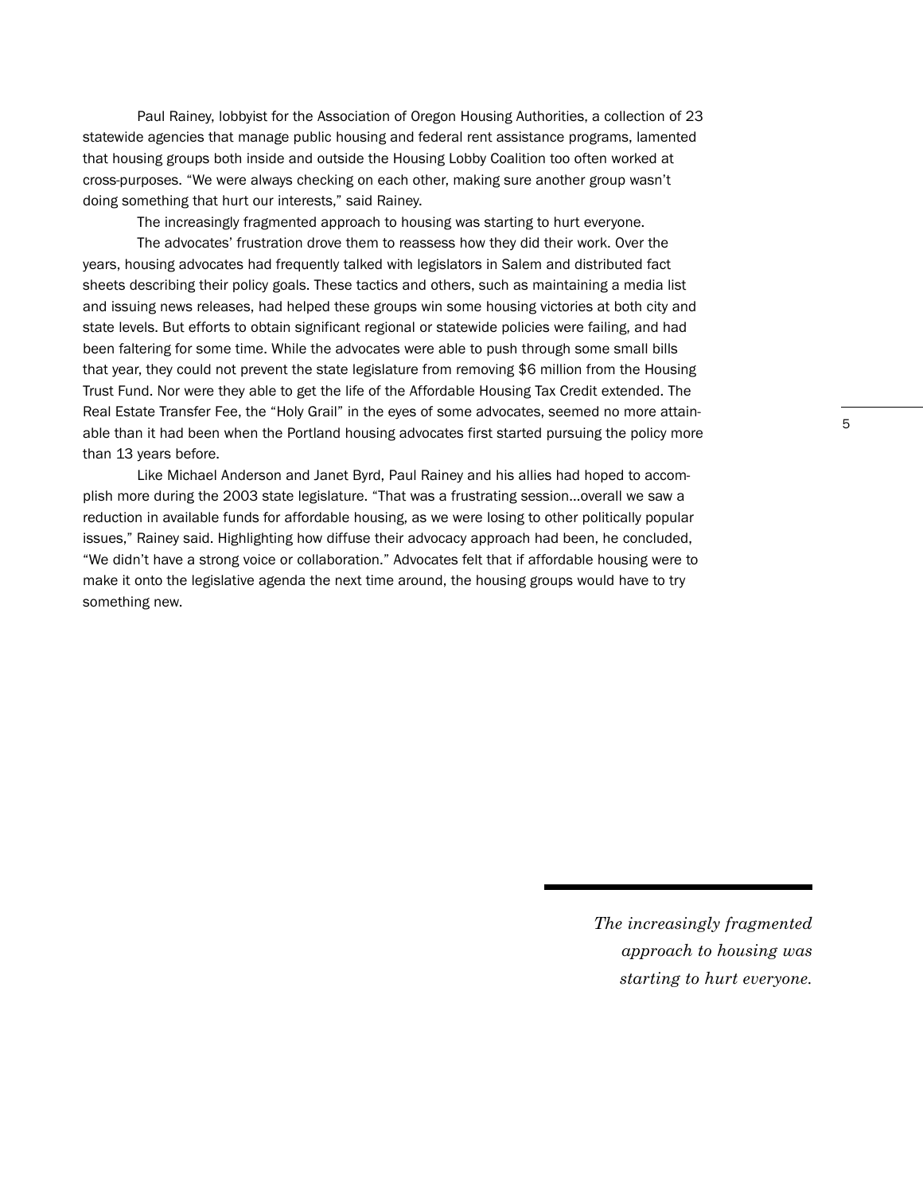Paul Rainey, lobbyist for the Association of Oregon Housing Authorities, a collection of 23 statewide agencies that manage public housing and federal rent assistance programs, lamented that housing groups both inside and outside the Housing Lobby Coalition too often worked at cross-purposes. "We were always checking on each other, making sure another group wasn't doing something that hurt our interests," said Rainey.

The increasingly fragmented approach to housing was starting to hurt everyone.

The advocates' frustration drove them to reassess how they did their work. Over the years, housing advocates had frequently talked with legislators in Salem and distributed fact sheets describing their policy goals. These tactics and others, such as maintaining a media list and issuing news releases, had helped these groups win some housing victories at both city and state levels. But efforts to obtain significant regional or statewide policies were failing, and had been faltering for some time. While the advocates were able to push through some small bills that year, they could not prevent the state legislature from removing $6 million from the Housing Trust Fund. Nor were they able to get the life of the Affordable Housing Tax Credit extended. The Real Estate Transfer Fee, the "Holy Grail" in the eyes of some advocates, seemed no more attainable than it had been when the Portland housing advocates first started pursuing the policy more than 13 years before.

Like Michael Anderson and Janet Byrd, Paul Rainey and his allies had hoped to accomplish more during the 2003 state legislature. "That was a frustrating session…overall we saw a reduction in available funds for affordable housing, as we were losing to other politically popular issues," Rainey said. Highlighting how diffuse their advocacy approach had been, he concluded, "We didn't have a strong voice or collaboration." Advocates felt that if affordable housing were to make it onto the legislative agenda the next time around, the housing groups would have to try something new.

*The increasingly fragmented approach to housing was starting to hurt everyone.*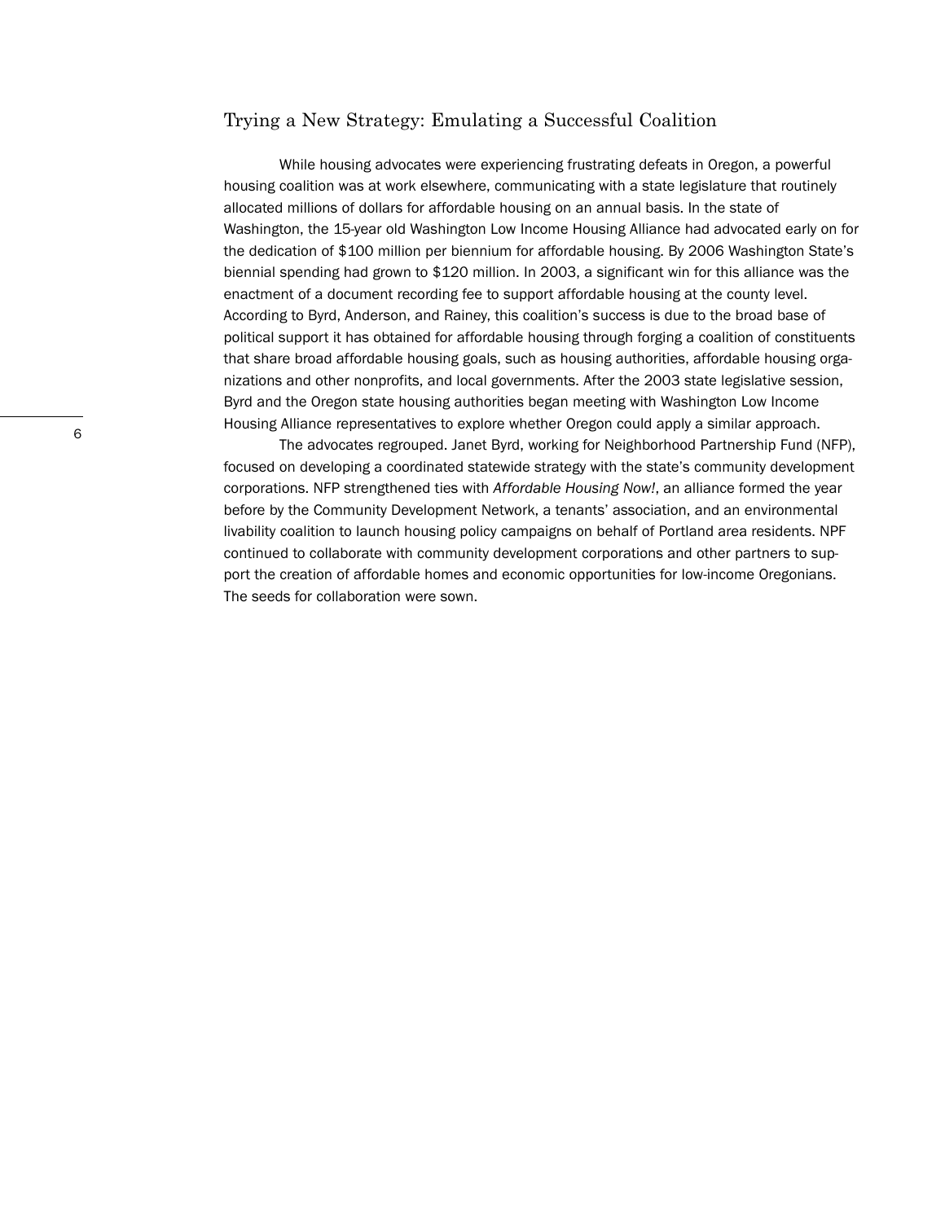## Trying a New Strategy: Emulating a Successful Coalition

While housing advocates were experiencing frustrating defeats in Oregon, a powerful housing coalition was at work elsewhere, communicating with a state legislature that routinely allocated millions of dollars for affordable housing on an annual basis. In the state of Washington, the 15-year old Washington Low Income Housing Alliance had advocated early on for the dedication of $100 million per biennium for affordable housing. By 2006 Washington State's biennial spending had grown to $120 million. In 2003, a significant win for this alliance was the enactment of a document recording fee to support affordable housing at the county level. According to Byrd, Anderson, and Rainey, this coalition's success is due to the broad base of political support it has obtained for affordable housing through forging a coalition of constituents that share broad affordable housing goals, such as housing authorities, affordable housing organizations and other nonprofits, and local governments. After the 2003 state legislative session, Byrd and the Oregon state housing authorities began meeting with Washington Low Income Housing Alliance representatives to explore whether Oregon could apply a similar approach.

The advocates regrouped. Janet Byrd, working for Neighborhood Partnership Fund (NFP), focused on developing a coordinated statewide strategy with the state's community development corporations. NFP strengthened ties with *Affordable Housing Now!*, an alliance formed the year before by the Community Development Network, a tenants' association, and an environmental livability coalition to launch housing policy campaigns on behalf of Portland area residents. NPF continued to collaborate with community development corporations and other partners to support the creation of affordable homes and economic opportunities for low-income Oregonians. The seeds for collaboration were sown.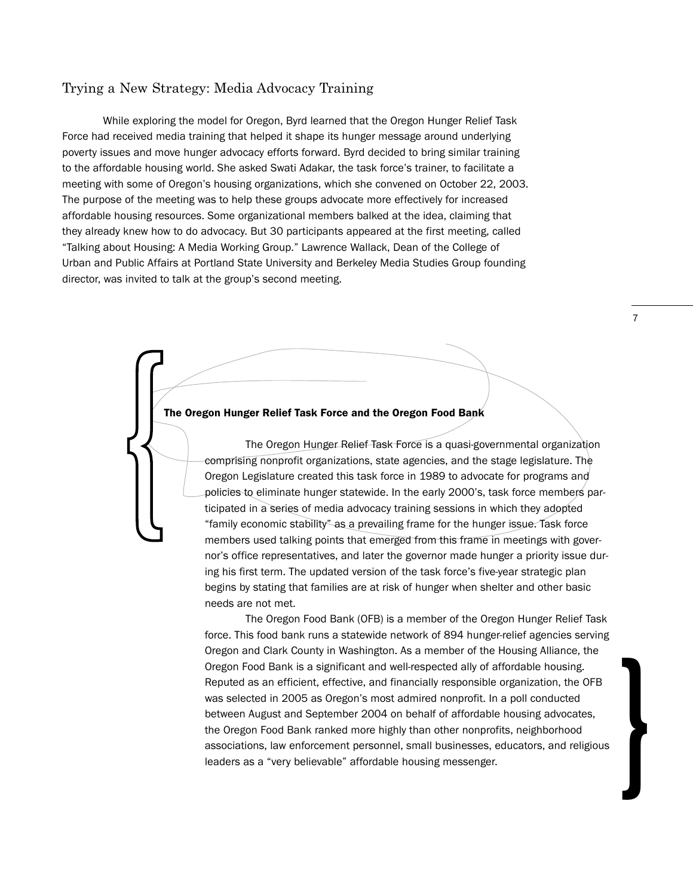## Trying a New Strategy: Media Advocacy Training

While exploring the model for Oregon, Byrd learned that the Oregon Hunger Relief Task Force had received media training that helped it shape its hunger message around underlying poverty issues and move hunger advocacy efforts forward. Byrd decided to bring similar training to the affordable housing world. She asked Swati Adakar, the task force's trainer, to facilitate a meeting with some of Oregon's housing organizations, which she convened on October 22, 2003. The purpose of the meeting was to help these groups advocate more effectively for increased affordable housing resources. Some organizational members balked at the idea, claiming that they already knew how to do advocacy. But 30 participants appeared at the first meeting, called "Talking about Housing: A Media Working Group." Lawrence Wallack, Dean of the College of Urban and Public Affairs at Portland State University and Berkeley Media Studies Group founding director, was invited to talk at the group's second meeting.

**The Oregon Hunger Relief Task Force and the Oregon Food Bank**

The Oregon Hunger Relief Task Force is a quasi-governmental organization comprising nonprofit organizations, state agencies, and the stage legislature. The Oregon Legislature created this task force in 1989 to advocate for programs and policies to eliminate hunger statewide. In the early 2000's, task force members participated in a series of media advocacy training sessions in which they adopted "family economic stability" as a prevailing frame for the hunger issue. Task force members used talking points that emerged from this frame in meetings with governor's office representatives, and later the governor made hunger a priority issue during his first term. The updated version of the task force's five-year strategic plan begins by stating that families are at risk of hunger when shelter and other basic needs are not met.

The Oregon Food Bank (OFB) is a member of the Oregon Hunger Relief Task force. This food bank runs a statewide network of 894 hunger-relief agencies serving Oregon and Clark County in Washington. As a member of the Housing Alliance, the Oregon Food Bank is a significant and well-respected ally of affordable housing. Reputed as an efficient, effective, and financially responsible organization, the OFB was selected in 2005 as Oregon's most admired nonprofit. In a poll conducted between August and September 2004 on behalf of affordable housing advocates, the Oregon Food Bank ranked more highly than other nonprofits, neighborhood associations, law enforcement personnel, small businesses, educators, and religious leaders as a "very believable" affordable housing messenger.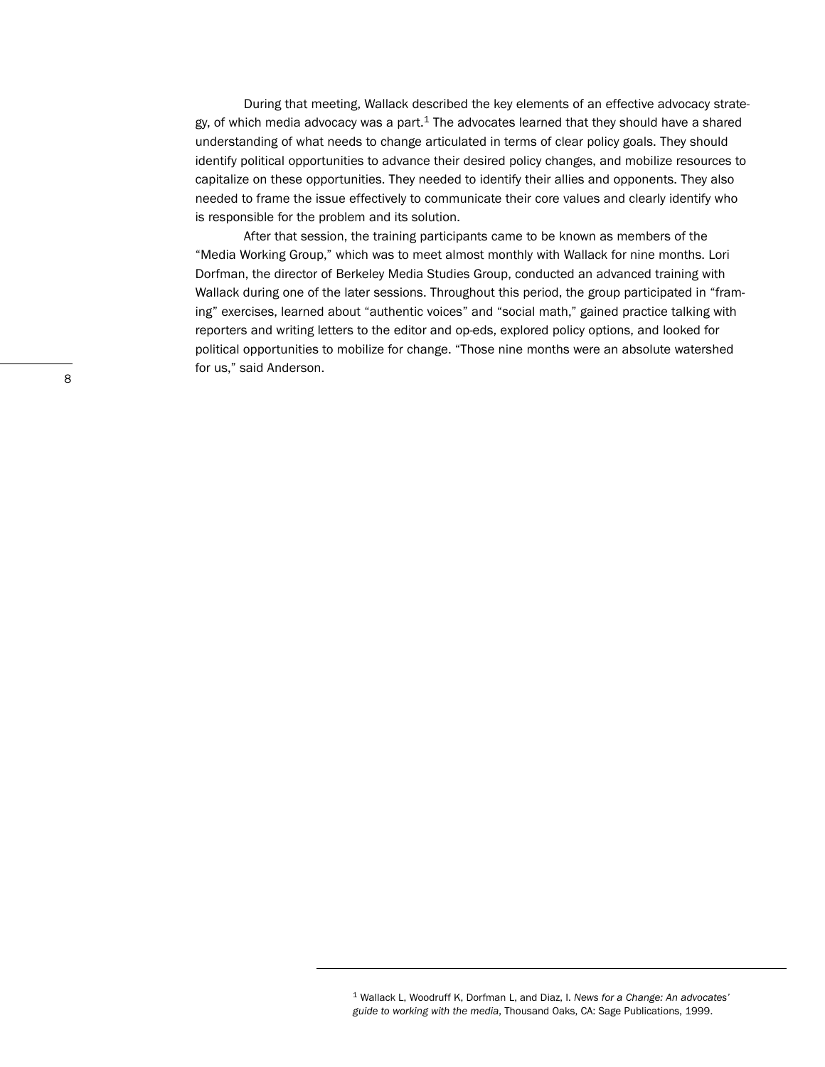During that meeting, Wallack described the key elements of an effective advocacy strategy, of which media advocacy was a part.[1] The advocates learned that they should have a shared understanding of what needs to change articulated in terms of clear policy goals. They should identify political opportunities to advance their desired policy changes, and mobilize resources to capitalize on these opportunities. They needed to identify their allies and opponents. They also needed to frame the issue effectively to communicate their core values and clearly identify who is responsible for the problem and its solution.

After that session, the training participants came to be known as members of the "Media Working Group," which was to meet almost monthly with Wallack for nine months. Lori Dorfman, the director of Berkeley Media Studies Group, conducted an advanced training with Wallack during one of the later sessions. Throughout this period, the group participated in "framing" exercises, learned about "authentic voices" and "social math," gained practice talking with reporters and writing letters to the editor and op-eds, explored policy options, and looked for political opportunities to mobilize for change. "Those nine months were an absolute watershed for us," said Anderson.

---

[1] Wallack L, Woodruff K, Dorfman L, and Diaz, I. *News for a Change: An advocates' guide to working with the media*, Thousand Oaks, CA: Sage Publications, 1999.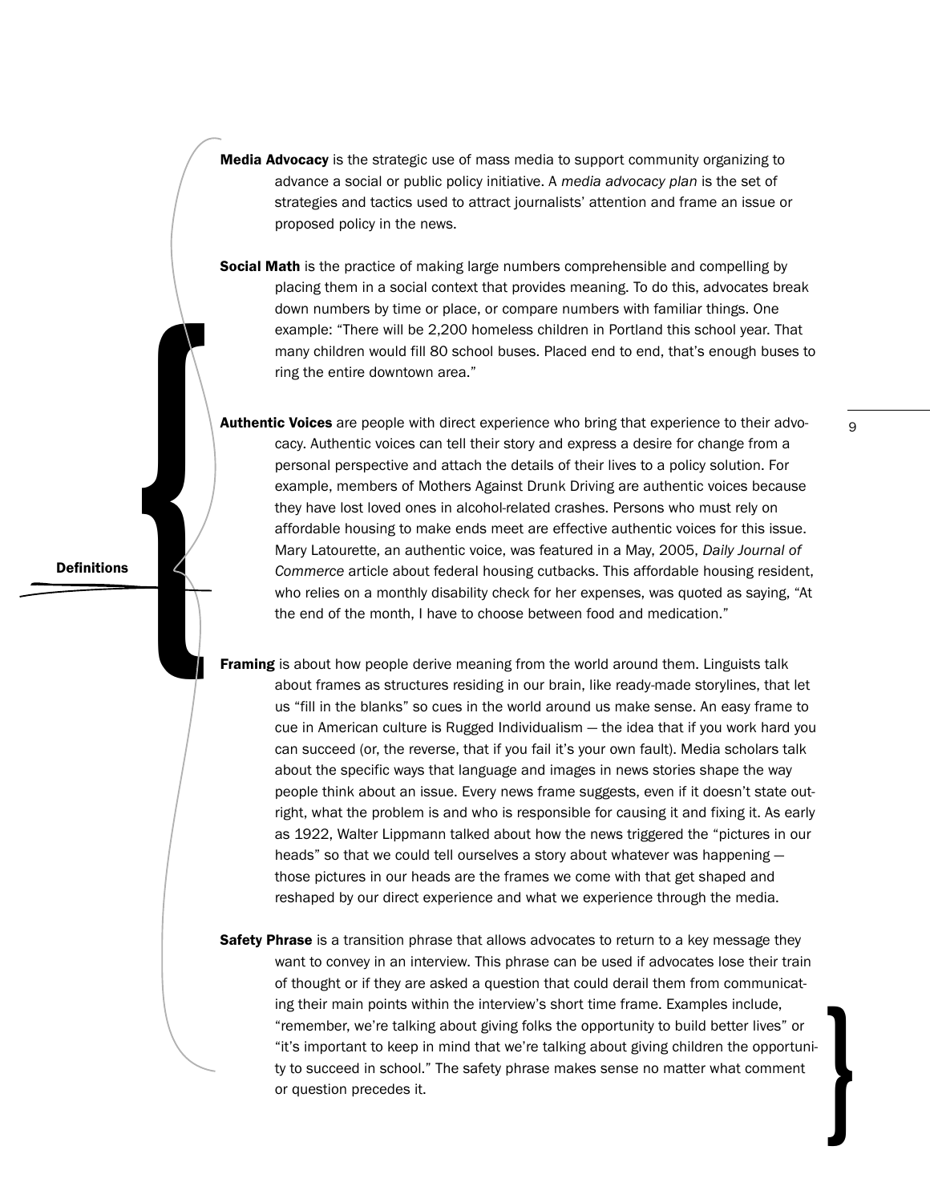## Definitions

**Media Advocacy** is the strategic use of mass media to support community organizing to advance a social or public policy initiative. A *media advocacy plan* is the set of strategies and tactics used to attract journalists' attention and frame an issue or proposed policy in the news.

**Social Math** is the practice of making large numbers comprehensible and compelling by placing them in a social context that provides meaning. To do this, advocates break down numbers by time or place, or compare numbers with familiar things. One example: "There will be 2,200 homeless children in Portland this school year. That many children would fill 80 school buses. Placed end to end, that's enough buses to ring the entire downtown area."

**Authentic Voices** are people with direct experience who bring that experience to their advocacy. Authentic voices can tell their story and express a desire for change from a personal perspective and attach the details of their lives to a policy solution. For example, members of Mothers Against Drunk Driving are authentic voices because they have lost loved ones in alcohol-related crashes. Persons who must rely on affordable housing to make ends meet are effective authentic voices for this issue. Mary Latourette, an authentic voice, was featured in a May, 2005, *Daily Journal of Commerce* article about federal housing cutbacks. This affordable housing resident, who relies on a monthly disability check for her expenses, was quoted as saying, "At the end of the month, I have to choose between food and medication."

**Framing** is about how people derive meaning from the world around them. Linguists talk about frames as structures residing in our brain, like ready-made storylines, that let us "fill in the blanks" so cues in the world around us make sense. An easy frame to cue in American culture is Rugged Individualism — the idea that if you work hard you can succeed (or, the reverse, that if you fail it's your own fault). Media scholars talk about the specific ways that language and images in news stories shape the way people think about an issue. Every news frame suggests, even if it doesn't state outright, what the problem is and who is responsible for causing it and fixing it. As early as 1922, Walter Lippmann talked about how the news triggered the "pictures in our heads" so that we could tell ourselves a story about whatever was happening — those pictures in our heads are the frames we come with that get shaped and reshaped by our direct experience and what we experience through the media.

**Safety Phrase** is a transition phrase that allows advocates to return to a key message they want to convey in an interview. This phrase can be used if advocates lose their train of thought or if they are asked a question that could derail them from communicating their main points within the interview's short time frame. Examples include, "remember, we're talking about giving folks the opportunity to build better lives" or "it's important to keep in mind that we're talking about giving children the opportunity to succeed in school." The safety phrase makes sense no matter what comment or question precedes it.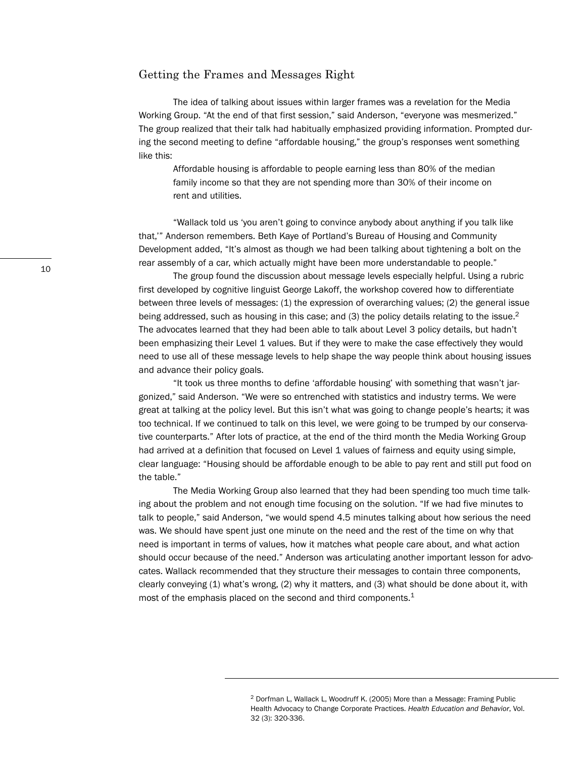## Getting the Frames and Messages Right

The idea of talking about issues within larger frames was a revelation for the Media Working Group. "At the end of that first session," said Anderson, "everyone was mesmerized." The group realized that their talk had habitually emphasized providing information. Prompted during the second meeting to define "affordable housing," the group's responses went something like this:

> Affordable housing is affordable to people earning less than 80% of the median family income so that they are not spending more than 30% of their income on rent and utilities.

"Wallack told us 'you aren't going to convince anybody about anything if you talk like that,'" Anderson remembers. Beth Kaye of Portland's Bureau of Housing and Community Development added, "It's almost as though we had been talking about tightening a bolt on the rear assembly of a car, which actually might have been more understandable to people."

The group found the discussion about message levels especially helpful. Using a rubric first developed by cognitive linguist George Lakoff, the workshop covered how to differentiate between three levels of messages: (1) the expression of overarching values; (2) the general issue being addressed, such as housing in this case; and (3) the policy details relating to the issue.[2] The advocates learned that they had been able to talk about Level 3 policy details, but hadn't been emphasizing their Level 1 values. But if they were to make the case effectively they would need to use all of these message levels to help shape the way people think about housing issues and advance their policy goals.

"It took us three months to define 'affordable housing' with something that wasn't jargonized," said Anderson. "We were so entrenched with statistics and industry terms. We were great at talking at the policy level. But this isn't what was going to change people's hearts; it was too technical. If we continued to talk on this level, we were going to be trumped by our conservative counterparts." After lots of practice, at the end of the third month the Media Working Group had arrived at a definition that focused on Level 1 values of fairness and equity using simple, clear language: "Housing should be affordable enough to be able to pay rent and still put food on the table."

The Media Working Group also learned that they had been spending too much time talking about the problem and not enough time focusing on the solution. "If we had five minutes to talk to people," said Anderson, "we would spend 4.5 minutes talking about how serious the need was. We should have spent just one minute on the need and the rest of the time on why that need is important in terms of values, how it matches what people care about, and what action should occur because of the need." Anderson was articulating another important lesson for advocates. Wallack recommended that they structure their messages to contain three components, clearly conveying (1) what's wrong, (2) why it matters, and (3) what should be done about it, with most of the emphasis placed on the second and third components.[1]

---

[2] Dorfman L, Wallack L, Woodruff K. (2005) More than a Message: Framing Public Health Advocacy to Change Corporate Practices. *Health Education and Behavior*, Vol. 32 (3): 320-336.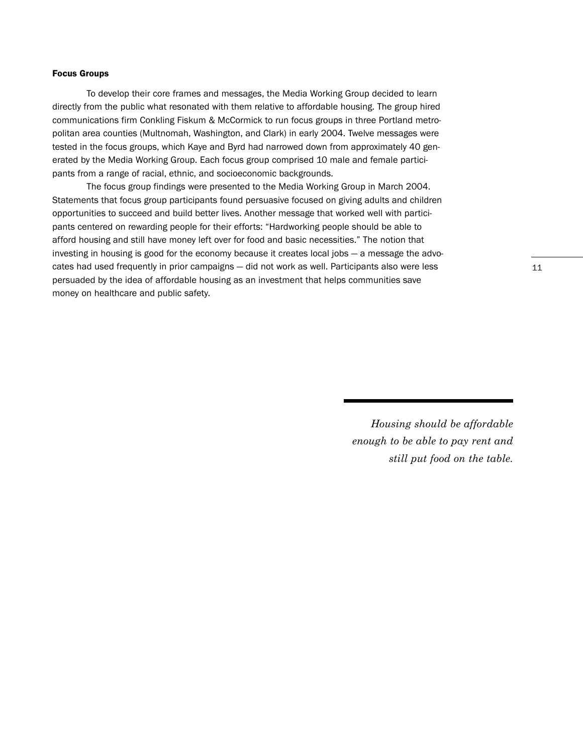#### **Focus Groups**

To develop their core frames and messages, the Media Working Group decided to learn directly from the public what resonated with them relative to affordable housing. The group hired communications firm Conkling Fiskum & McCormick to run focus groups in three Portland metropolitan area counties (Multnomah, Washington, and Clark) in early 2004. Twelve messages were tested in the focus groups, which Kaye and Byrd had narrowed down from approximately 40 generated by the Media Working Group. Each focus group comprised 10 male and female participants from a range of racial, ethnic, and socioeconomic backgrounds.

The focus group findings were presented to the Media Working Group in March 2004. Statements that focus group participants found persuasive focused on giving adults and children opportunities to succeed and build better lives. Another message that worked well with participants centered on rewarding people for their efforts: "Hardworking people should be able to afford housing and still have money left over for food and basic necessities." The notion that investing in housing is good for the economy because it creates local jobs — a message the advocates had used frequently in prior campaigns — did not work as well. Participants also were less persuaded by the idea of affordable housing as an investment that helps communities save money on healthcare and public safety.

*Housing should be affordable enough to be able to pay rent and still put food on the table.*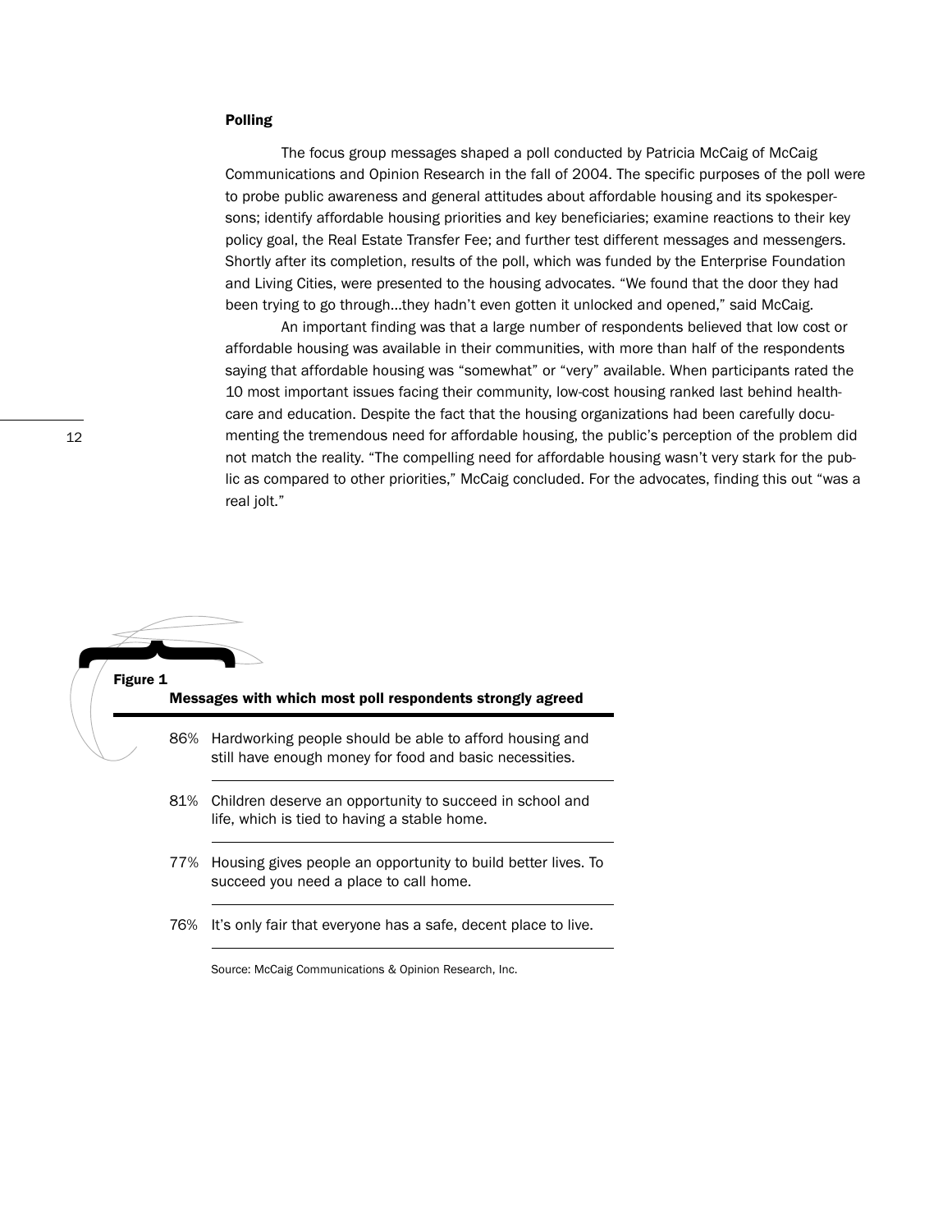### Polling

The focus group messages shaped a poll conducted by Patricia McCaig of McCaig Communications and Opinion Research in the fall of 2004. The specific purposes of the poll were to probe public awareness and general attitudes about affordable housing and its spokespersons; identify affordable housing priorities and key beneficiaries; examine reactions to their key policy goal, the Real Estate Transfer Fee; and further test different messages and messengers. Shortly after its completion, results of the poll, which was funded by the Enterprise Foundation and Living Cities, were presented to the housing advocates. "We found that the door they had been trying to go through…they hadn't even gotten it unlocked and opened," said McCaig.

An important finding was that a large number of respondents believed that low cost or affordable housing was available in their communities, with more than half of the respondents saying that affordable housing was "somewhat" or "very" available. When participants rated the 10 most important issues facing their community, low-cost housing ranked last behind healthcare and education. Despite the fact that the housing organizations had been carefully documenting the tremendous need for affordable housing, the public's perception of the problem did not match the reality. "The compelling need for affordable housing wasn't very stark for the public as compared to other priorities," McCaig concluded. For the advocates, finding this out "was a real jolt."

**Figure 1**

**Messages with which most poll respondents strongly agreed**

| | |
|---|---|
| 86% | Hardworking people should be able to afford housing and still have enough money for food and basic necessities. |
| 81% | Children deserve an opportunity to succeed in school and life, which is tied to having a stable home. |
| 77% | Housing gives people an opportunity to build better lives. To succeed you need a place to call home. |
| 76% | It's only fair that everyone has a safe, decent place to live. |

Source: McCaig Communications & Opinion Research, Inc.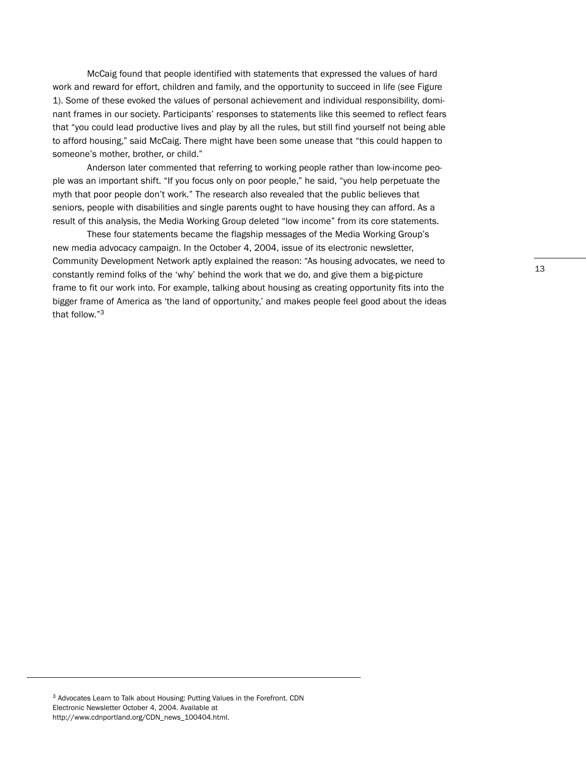McCaig found that people identified with statements that expressed the values of hard work and reward for effort, children and family, and the opportunity to succeed in life (see Figure 1). Some of these evoked the values of personal achievement and individual responsibility, dominant frames in our society. Participants' responses to statements like this seemed to reflect fears that "you could lead productive lives and play by all the rules, but still find yourself not being able to afford housing," said McCaig. There might have been some unease that "this could happen to someone's mother, brother, or child."

Anderson later commented that referring to working people rather than low-income people was an important shift. "If you focus only on poor people," he said, "you help perpetuate the myth that poor people don't work." The research also revealed that the public believes that seniors, people with disabilities and single parents ought to have housing they can afford. As a result of this analysis, the Media Working Group deleted "low income" from its core statements.

These four statements became the flagship messages of the Media Working Group's new media advocacy campaign. In the October 4, 2004, issue of its electronic newsletter, Community Development Network aptly explained the reason: "As housing advocates, we need to constantly remind folks of the 'why' behind the work that we do, and give them a big-picture frame to fit our work into. For example, talking about housing as creating opportunity fits into the bigger frame of America as 'the land of opportunity,' and makes people feel good about the ideas that follow."[3]

---

[3] Advocates Learn to Talk about Housing: Putting Values in the Forefront. CDN Electronic Newsletter October 4, 2004. Available at http://www.cdnportland.org/CDN_news_100404.html.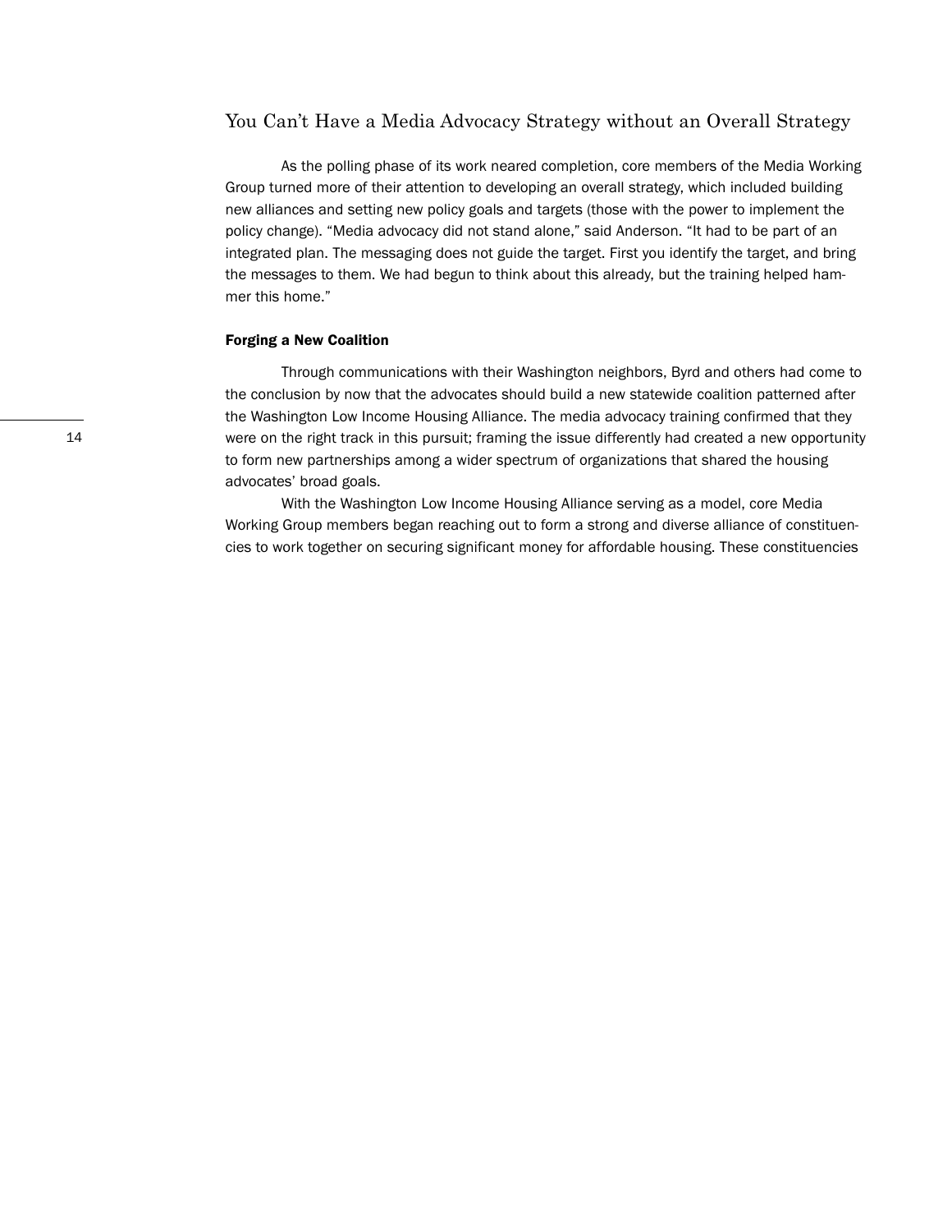## You Can't Have a Media Advocacy Strategy without an Overall Strategy

As the polling phase of its work neared completion, core members of the Media Working Group turned more of their attention to developing an overall strategy, which included building new alliances and setting new policy goals and targets (those with the power to implement the policy change). "Media advocacy did not stand alone," said Anderson. "It had to be part of an integrated plan. The messaging does not guide the target. First you identify the target, and bring the messages to them. We had begun to think about this already, but the training helped hammer this home."

### Forging a New Coalition

Through communications with their Washington neighbors, Byrd and others had come to the conclusion by now that the advocates should build a new statewide coalition patterned after the Washington Low Income Housing Alliance. The media advocacy training confirmed that they were on the right track in this pursuit; framing the issue differently had created a new opportunity to form new partnerships among a wider spectrum of organizations that shared the housing advocates' broad goals.

With the Washington Low Income Housing Alliance serving as a model, core Media Working Group members began reaching out to form a strong and diverse alliance of constituencies to work together on securing significant money for affordable housing. These constituencies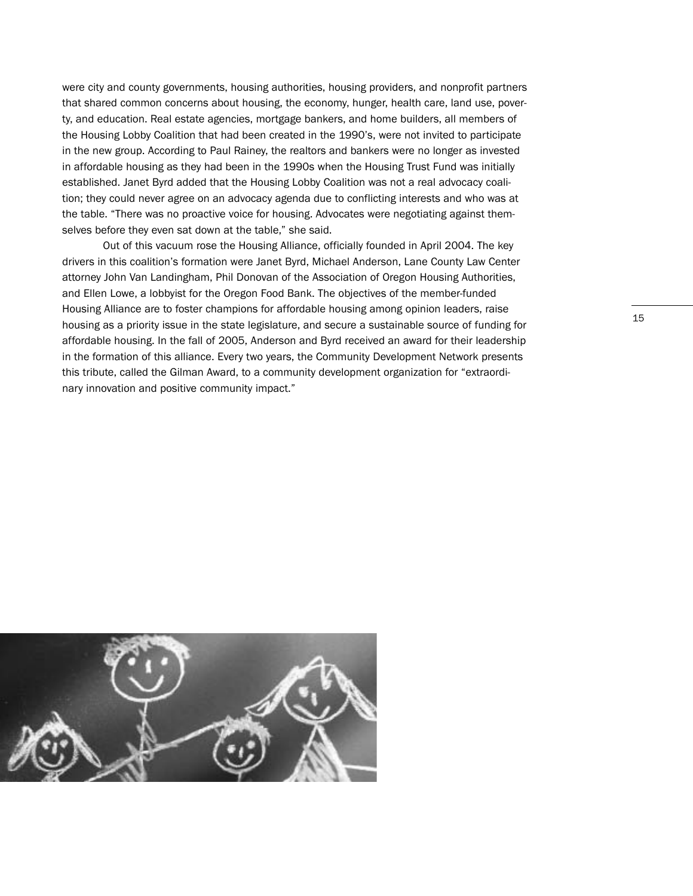were city and county governments, housing authorities, housing providers, and nonprofit partners that shared common concerns about housing, the economy, hunger, health care, land use, poverty, and education. Real estate agencies, mortgage bankers, and home builders, all members of the Housing Lobby Coalition that had been created in the 1990's, were not invited to participate in the new group. According to Paul Rainey, the realtors and bankers were no longer as invested in affordable housing as they had been in the 1990s when the Housing Trust Fund was initially established. Janet Byrd added that the Housing Lobby Coalition was not a real advocacy coalition; they could never agree on an advocacy agenda due to conflicting interests and who was at the table. "There was no proactive voice for housing. Advocates were negotiating against themselves before they even sat down at the table," she said.

Out of this vacuum rose the Housing Alliance, officially founded in April 2004. The key drivers in this coalition's formation were Janet Byrd, Michael Anderson, Lane County Law Center attorney John Van Landingham, Phil Donovan of the Association of Oregon Housing Authorities, and Ellen Lowe, a lobbyist for the Oregon Food Bank. The objectives of the member-funded Housing Alliance are to foster champions for affordable housing among opinion leaders, raise housing as a priority issue in the state legislature, and secure a sustainable source of funding for affordable housing. In the fall of 2005, Anderson and Byrd received an award for their leadership in the formation of this alliance. Every two years, the Community Development Network presents this tribute, called the Gilman Award, to a community development organization for "extraordinary innovation and positive community impact."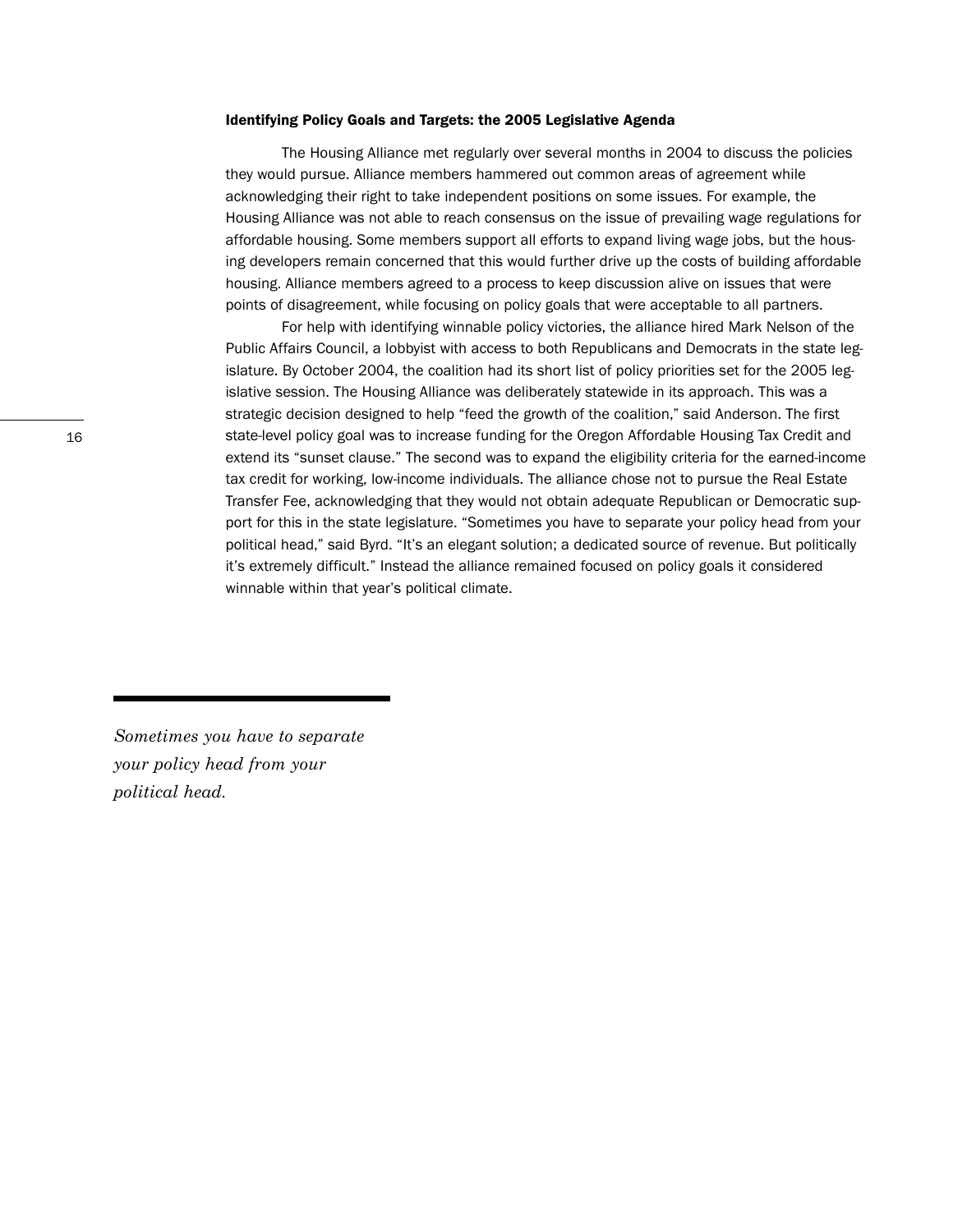### Identifying Policy Goals and Targets: the 2005 Legislative Agenda

The Housing Alliance met regularly over several months in 2004 to discuss the policies they would pursue. Alliance members hammered out common areas of agreement while acknowledging their right to take independent positions on some issues. For example, the Housing Alliance was not able to reach consensus on the issue of prevailing wage regulations for affordable housing. Some members support all efforts to expand living wage jobs, but the housing developers remain concerned that this would further drive up the costs of building affordable housing. Alliance members agreed to a process to keep discussion alive on issues that were points of disagreement, while focusing on policy goals that were acceptable to all partners.

For help with identifying winnable policy victories, the alliance hired Mark Nelson of the Public Affairs Council, a lobbyist with access to both Republicans and Democrats in the state legislature. By October 2004, the coalition had its short list of policy priorities set for the 2005 legislative session. The Housing Alliance was deliberately statewide in its approach. This was a strategic decision designed to help "feed the growth of the coalition," said Anderson. The first state-level policy goal was to increase funding for the Oregon Affordable Housing Tax Credit and extend its "sunset clause." The second was to expand the eligibility criteria for the earned-income tax credit for working, low-income individuals. The alliance chose not to pursue the Real Estate Transfer Fee, acknowledging that they would not obtain adequate Republican or Democratic support for this in the state legislature. "Sometimes you have to separate your policy head from your political head," said Byrd. "It's an elegant solution; a dedicated source of revenue. But politically it's extremely difficult." Instead the alliance remained focused on policy goals it considered winnable within that year's political climate.

*Sometimes you have to separate your policy head from your political head.*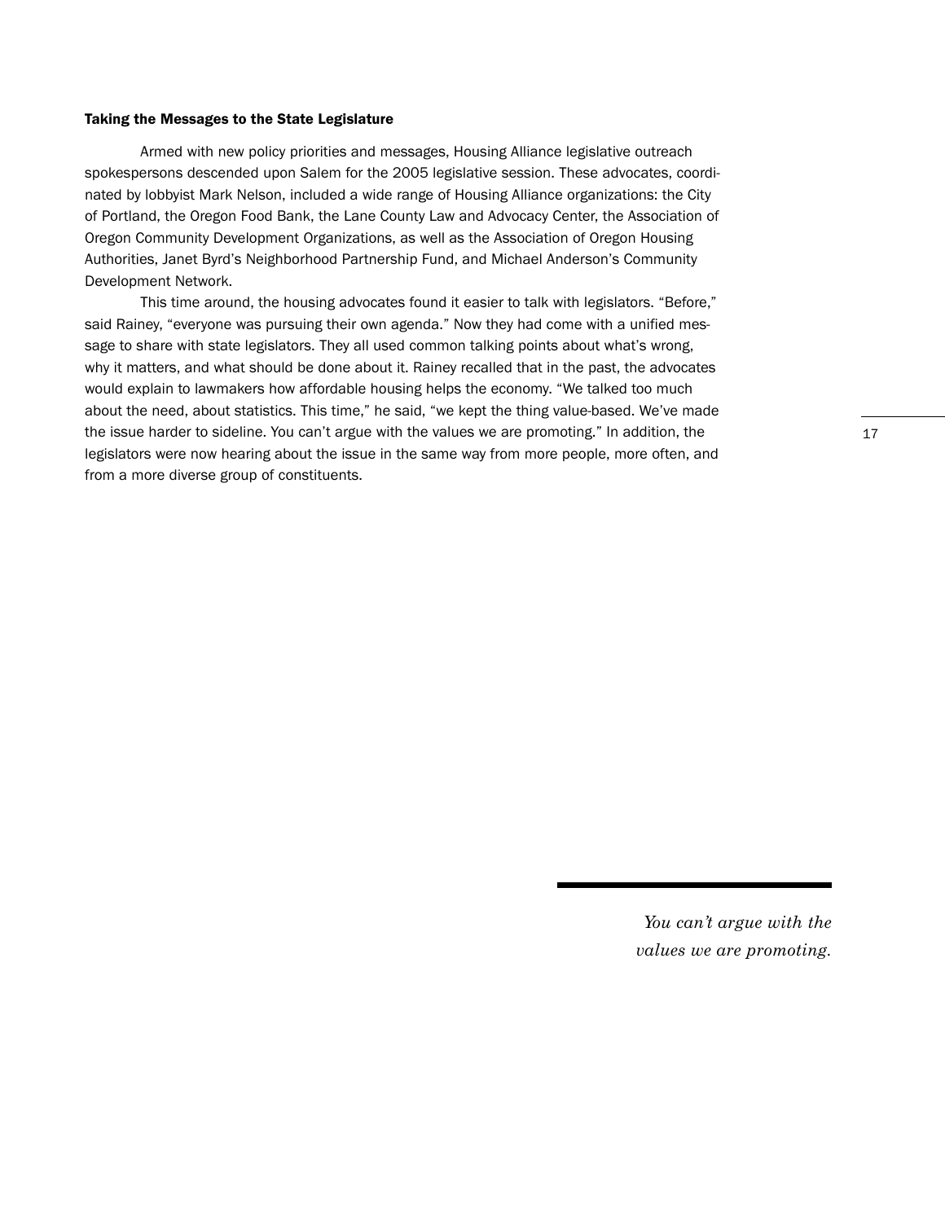### Taking the Messages to the State Legislature

Armed with new policy priorities and messages, Housing Alliance legislative outreach spokespersons descended upon Salem for the 2005 legislative session. These advocates, coordinated by lobbyist Mark Nelson, included a wide range of Housing Alliance organizations: the City of Portland, the Oregon Food Bank, the Lane County Law and Advocacy Center, the Association of Oregon Community Development Organizations, as well as the Association of Oregon Housing Authorities, Janet Byrd's Neighborhood Partnership Fund, and Michael Anderson's Community Development Network.

This time around, the housing advocates found it easier to talk with legislators. "Before," said Rainey, "everyone was pursuing their own agenda." Now they had come with a unified message to share with state legislators. They all used common talking points about what's wrong, why it matters, and what should be done about it. Rainey recalled that in the past, the advocates would explain to lawmakers how affordable housing helps the economy. "We talked too much about the need, about statistics. This time," he said, "we kept the thing value-based. We've made the issue harder to sideline. You can't argue with the values we are promoting." In addition, the legislators were now hearing about the issue in the same way from more people, more often, and from a more diverse group of constituents.

*You can't argue with the values we are promoting.*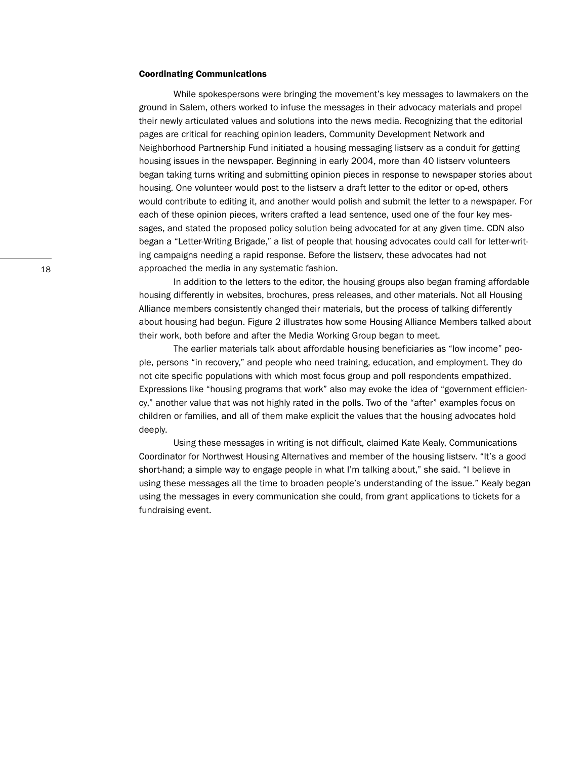### Coordinating Communications

While spokespersons were bringing the movement's key messages to lawmakers on the ground in Salem, others worked to infuse the messages in their advocacy materials and propel their newly articulated values and solutions into the news media. Recognizing that the editorial pages are critical for reaching opinion leaders, Community Development Network and Neighborhood Partnership Fund initiated a housing messaging listserv as a conduit for getting housing issues in the newspaper. Beginning in early 2004, more than 40 listserv volunteers began taking turns writing and submitting opinion pieces in response to newspaper stories about housing. One volunteer would post to the listserv a draft letter to the editor or op-ed, others would contribute to editing it, and another would polish and submit the letter to a newspaper. For each of these opinion pieces, writers crafted a lead sentence, used one of the four key messages, and stated the proposed policy solution being advocated for at any given time. CDN also began a "Letter-Writing Brigade," a list of people that housing advocates could call for letter-writing campaigns needing a rapid response. Before the listserv, these advocates had not approached the media in any systematic fashion.

In addition to the letters to the editor, the housing groups also began framing affordable housing differently in websites, brochures, press releases, and other materials. Not all Housing Alliance members consistently changed their materials, but the process of talking differently about housing had begun. Figure 2 illustrates how some Housing Alliance Members talked about their work, both before and after the Media Working Group began to meet.

The earlier materials talk about affordable housing beneficiaries as "low income" people, persons "in recovery," and people who need training, education, and employment. They do not cite specific populations with which most focus group and poll respondents empathized. Expressions like "housing programs that work" also may evoke the idea of "government efficiency," another value that was not highly rated in the polls. Two of the "after" examples focus on children or families, and all of them make explicit the values that the housing advocates hold deeply.

Using these messages in writing is not difficult, claimed Kate Kealy, Communications Coordinator for Northwest Housing Alternatives and member of the housing listserv. "It's a good short-hand; a simple way to engage people in what I'm talking about," she said. "I believe in using these messages all the time to broaden people's understanding of the issue." Kealy began using the messages in every communication she could, from grant applications to tickets for a fundraising event.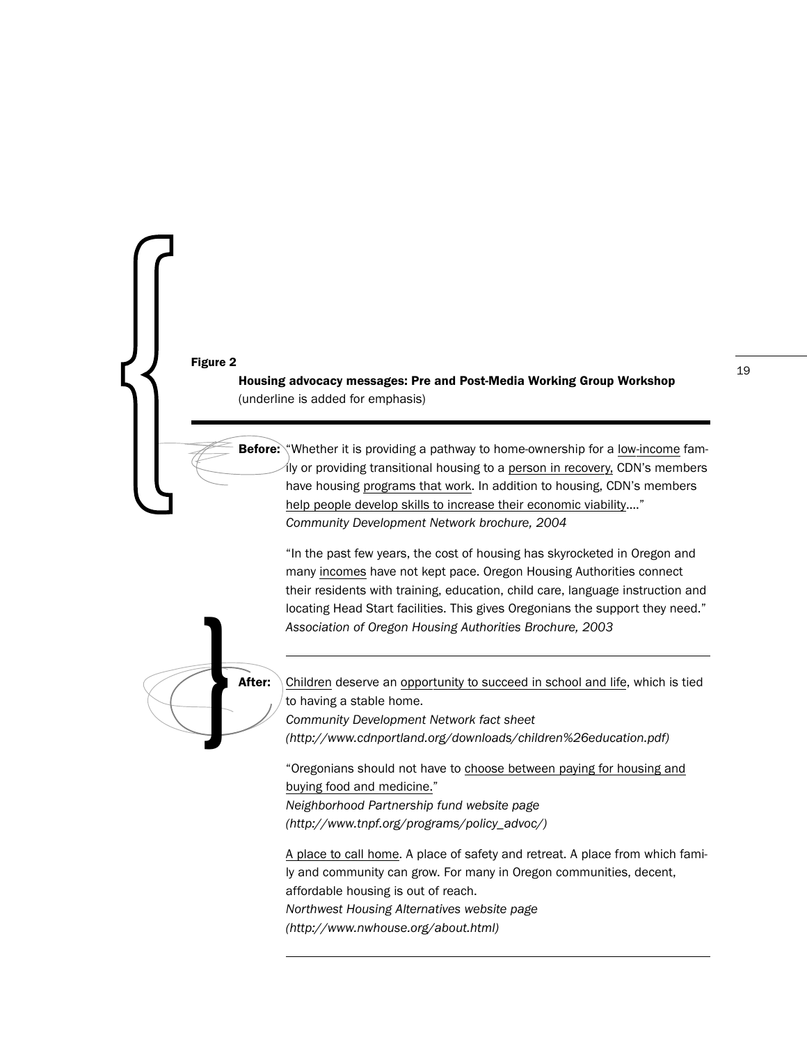**Figure 2**

**Housing advocacy messages: Pre and Post-Media Working Group Workshop**
(underline is added for emphasis)

---

**Before:** "Whether it is providing a pathway to home-ownership for a <u>low-income</u> family or providing transitional housing to a <u>person in recovery,</u> CDN's members have housing <u>programs that work</u>. In addition to housing, CDN's members <u>help people develop skills to increase their economic viability</u>...."
*Community Development Network brochure, 2004*

"In the past few years, the cost of housing has skyrocketed in Oregon and many <u>incomes</u> have not kept pace. Oregon Housing Authorities connect their residents with training, education, child care, language instruction and locating Head Start facilities. This gives Oregonians the support they need."
*Association of Oregon Housing Authorities Brochure, 2003*

---

**After:** <u>Children</u> deserve an <u>opportunity to succeed in school and life</u>, which is tied to having a stable home.
*Community Development Network fact sheet (http://www.cdnportland.org/downloads/children%26education.pdf)*

"Oregonians should not have to <u>choose between paying for housing and buying food and medicine.</u>"
*Neighborhood Partnership fund website page (http://www.tnpf.org/programs/policy_advoc/)*

<u>A place to call home</u>. A place of safety and retreat. A place from which family and community can grow. For many in Oregon communities, decent, affordable housing is out of reach.
*Northwest Housing Alternatives website page (http://www.nwhouse.org/about.html)*

---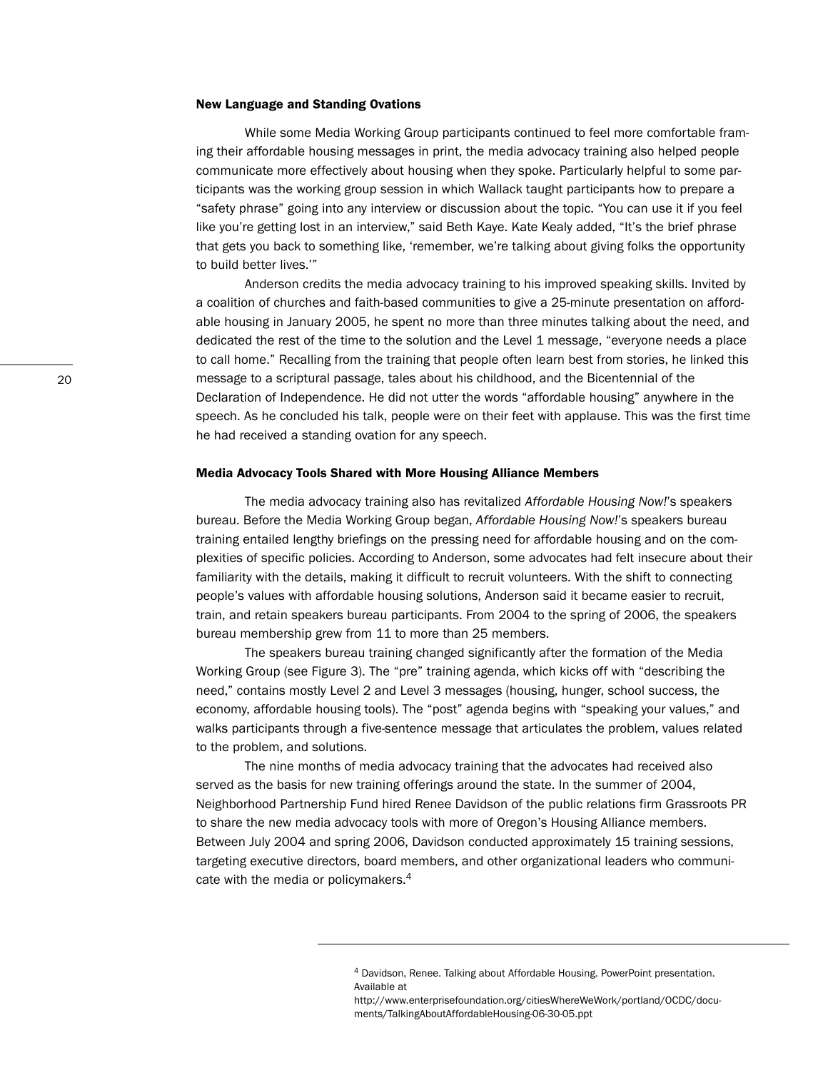### New Language and Standing Ovations

While some Media Working Group participants continued to feel more comfortable framing their affordable housing messages in print, the media advocacy training also helped people communicate more effectively about housing when they spoke. Particularly helpful to some participants was the working group session in which Wallack taught participants how to prepare a "safety phrase" going into any interview or discussion about the topic. "You can use it if you feel like you're getting lost in an interview," said Beth Kaye. Kate Kealy added, "It's the brief phrase that gets you back to something like, 'remember, we're talking about giving folks the opportunity to build better lives.'"

Anderson credits the media advocacy training to his improved speaking skills. Invited by a coalition of churches and faith-based communities to give a 25-minute presentation on affordable housing in January 2005, he spent no more than three minutes talking about the need, and dedicated the rest of the time to the solution and the Level 1 message, "everyone needs a place to call home." Recalling from the training that people often learn best from stories, he linked this message to a scriptural passage, tales about his childhood, and the Bicentennial of the Declaration of Independence. He did not utter the words "affordable housing" anywhere in the speech. As he concluded his talk, people were on their feet with applause. This was the first time he had received a standing ovation for any speech.

### Media Advocacy Tools Shared with More Housing Alliance Members

The media advocacy training also has revitalized *Affordable Housing Now!*'s speakers bureau. Before the Media Working Group began, *Affordable Housing Now!*'s speakers bureau training entailed lengthy briefings on the pressing need for affordable housing and on the complexities of specific policies. According to Anderson, some advocates had felt insecure about their familiarity with the details, making it difficult to recruit volunteers. With the shift to connecting people's values with affordable housing solutions, Anderson said it became easier to recruit, train, and retain speakers bureau participants. From 2004 to the spring of 2006, the speakers bureau membership grew from 11 to more than 25 members.

The speakers bureau training changed significantly after the formation of the Media Working Group (see Figure 3). The "pre" training agenda, which kicks off with "describing the need," contains mostly Level 2 and Level 3 messages (housing, hunger, school success, the economy, affordable housing tools). The "post" agenda begins with "speaking your values," and walks participants through a five-sentence message that articulates the problem, values related to the problem, and solutions.

The nine months of media advocacy training that the advocates had received also served as the basis for new training offerings around the state. In the summer of 2004, Neighborhood Partnership Fund hired Renee Davidson of the public relations firm Grassroots PR to share the new media advocacy tools with more of Oregon's Housing Alliance members. Between July 2004 and spring 2006, Davidson conducted approximately 15 training sessions, targeting executive directors, board members, and other organizational leaders who communicate with the media or policymakers.[4]

---

[4] Davidson, Renee. Talking about Affordable Housing. PowerPoint presentation. Available at http://www.enterprisefoundation.org/citiesWhereWeWork/portland/OCDC/documents/TalkingAboutAffordableHousing-06-30-05.ppt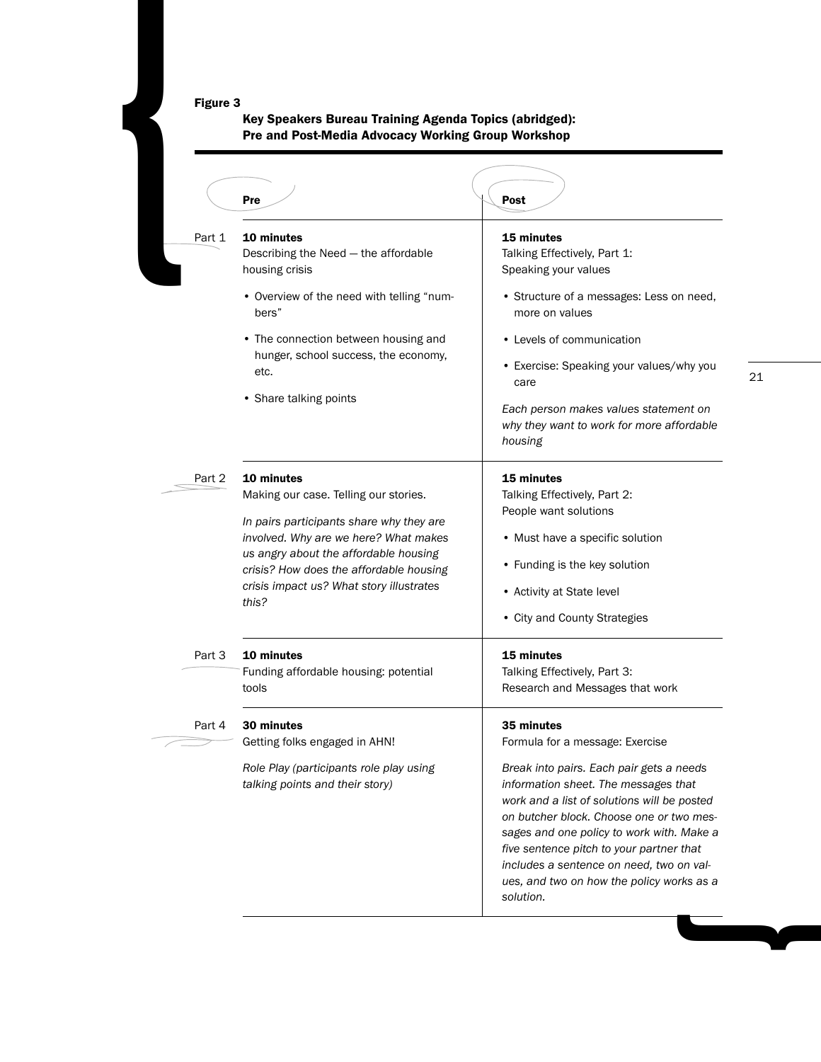**Figure 3**

**Key Speakers Bureau Training Agenda Topics (abridged): Pre and Post-Media Advocacy Working Group Workshop**

| | Pre | Post |
|---|---|---|
| Part 1 | **10 minutes**<br>Describing the Need — the affordable housing crisis<br>• Overview of the need with telling "numbers"<br>• The connection between housing and hunger, school success, the economy, etc.<br>• Share talking points | **15 minutes**<br>Talking Effectively, Part 1: Speaking your values<br>• Structure of a messages: Less on need, more on values<br>• Levels of communication<br>• Exercise: Speaking your values/why you care<br>*Each person makes values statement on why they want to work for more affordable housing* |
| Part 2 | **10 minutes**<br>Making our case. Telling our stories.<br>*In pairs participants share why they are involved. Why are we here? What makes us angry about the affordable housing crisis? How does the affordable housing crisis impact us? What story illustrates this?* | **15 minutes**<br>Talking Effectively, Part 2: People want solutions<br>• Must have a specific solution<br>• Funding is the key solution<br>• Activity at State level<br>• City and County Strategies |
| Part 3 | **10 minutes**<br>Funding affordable housing: potential tools | **15 minutes**<br>Talking Effectively, Part 3: Research and Messages that work |
| Part 4 | **30 minutes**<br>Getting folks engaged in AHN!<br>*Role Play (participants role play using talking points and their story)* | **35 minutes**<br>Formula for a message: Exercise<br>*Break into pairs. Each pair gets a needs information sheet. The messages that work and a list of solutions will be posted on butcher block. Choose one or two messages and one policy to work with. Make a five sentence pitch to your partner that includes a sentence on need, two on values, and two on how the policy works as a solution.* |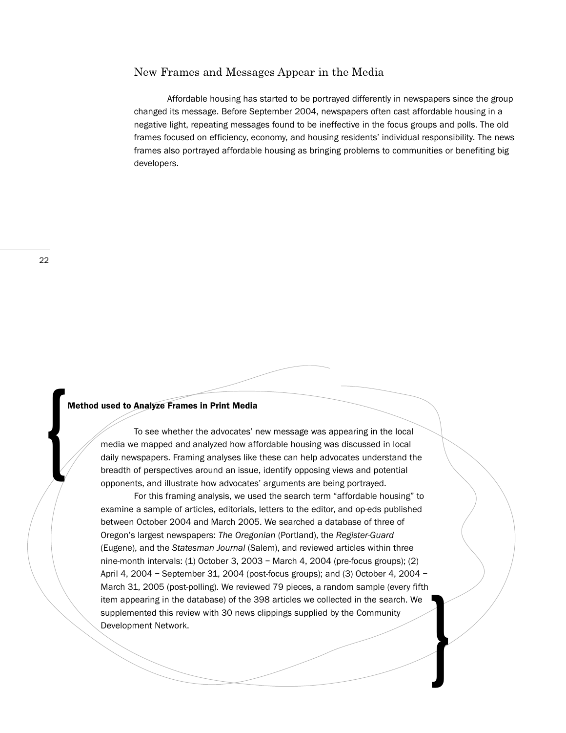## New Frames and Messages Appear in the Media

Affordable housing has started to be portrayed differently in newspapers since the group changed its message. Before September 2004, newspapers often cast affordable housing in a negative light, repeating messages found to be ineffective in the focus groups and polls. The old frames focused on efficiency, economy, and housing residents' individual responsibility. The news frames also portrayed affordable housing as bringing problems to communities or benefiting big developers.

**Method used to Analyze Frames in Print Media**

To see whether the advocates' new message was appearing in the local media we mapped and analyzed how affordable housing was discussed in local daily newspapers. Framing analyses like these can help advocates understand the breadth of perspectives around an issue, identify opposing views and potential opponents, and illustrate how advocates' arguments are being portrayed.

For this framing analysis, we used the search term "affordable housing" to examine a sample of articles, editorials, letters to the editor, and op-eds published between October 2004 and March 2005. We searched a database of three of Oregon's largest newspapers: *The Oregonian* (Portland), the *Register-Guard* (Eugene), and the *Statesman Journal* (Salem), and reviewed articles within three nine-month intervals: (1) October 3, 2003 – March 4, 2004 (pre-focus groups); (2) April 4, 2004 – September 31, 2004 (post-focus groups); and (3) October 4, 2004 – March 31, 2005 (post-polling). We reviewed 79 pieces, a random sample (every fifth item appearing in the database) of the 398 articles we collected in the search. We supplemented this review with 30 news clippings supplied by the Community Development Network.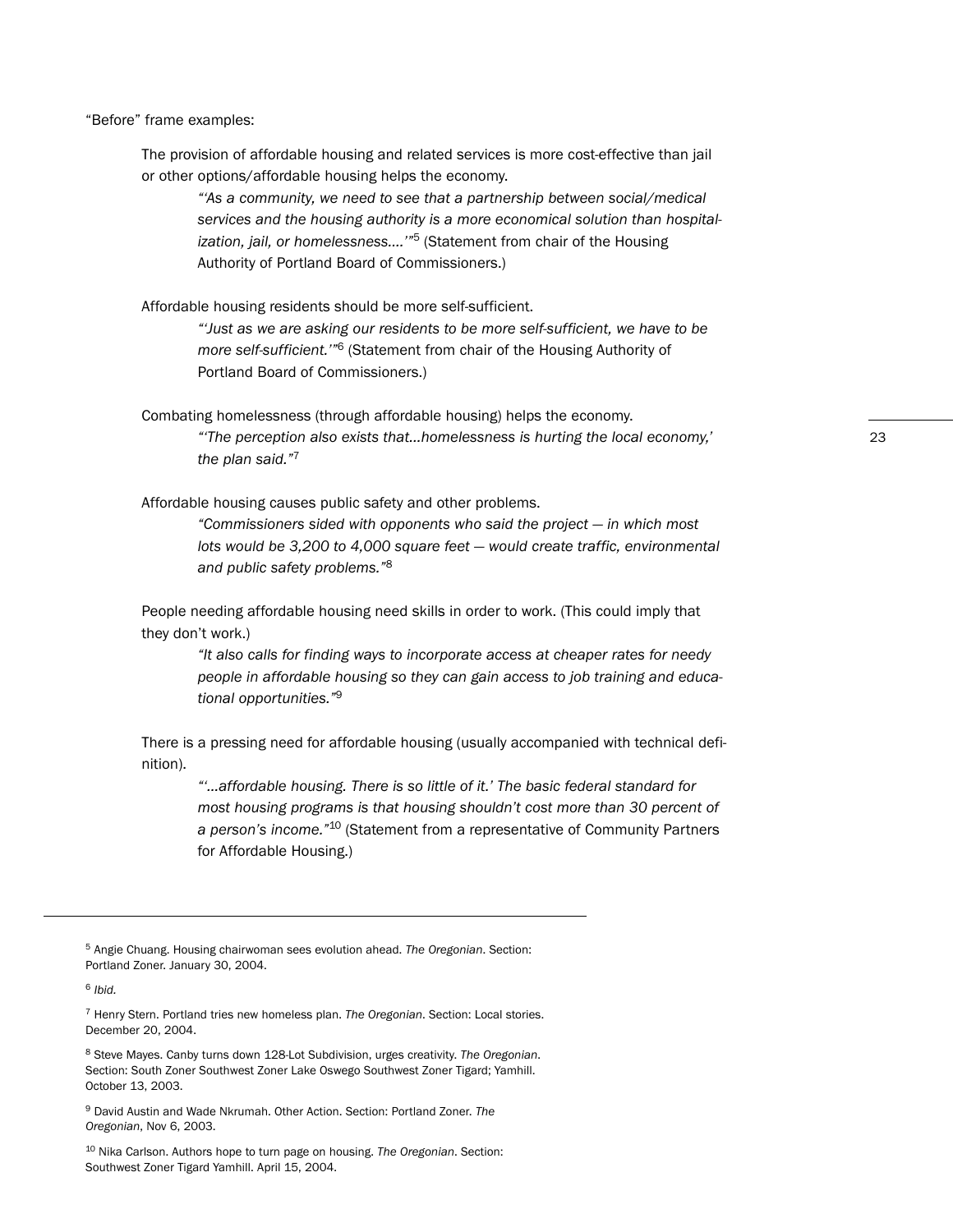"Before" frame examples:

The provision of affordable housing and related services is more cost-effective than jail or other options/affordable housing helps the economy.

> *"'As a community, we need to see that a partnership between social/medical services and the housing authority is a more economical solution than hospitalization, jail, or homelessness….'"*[5] (Statement from chair of the Housing Authority of Portland Board of Commissioners.)

Affordable housing residents should be more self-sufficient.

> *"'Just as we are asking our residents to be more self-sufficient, we have to be more self-sufficient.'"*[6] (Statement from chair of the Housing Authority of Portland Board of Commissioners.)

Combating homelessness (through affordable housing) helps the economy.

> *"'The perception also exists that…homelessness is hurting the local economy,' the plan said."*[7]

Affordable housing causes public safety and other problems.

> *"Commissioners sided with opponents who said the project — in which most lots would be 3,200 to 4,000 square feet — would create traffic, environmental and public safety problems."*[8]

People needing affordable housing need skills in order to work. (This could imply that they don't work.)

> *"It also calls for finding ways to incorporate access at cheaper rates for needy people in affordable housing so they can gain access to job training and educational opportunities."*[9]

There is a pressing need for affordable housing (usually accompanied with technical definition).

> *"'…affordable housing. There is so little of it.' The basic federal standard for most housing programs is that housing shouldn't cost more than 30 percent of a person's income."*[10] (Statement from a representative of Community Partners for Affordable Housing.)

---

[5] Angie Chuang. Housing chairwoman sees evolution ahead. *The Oregonian*. Section: Portland Zoner. January 30, 2004.

[6] *Ibid.*

[7] Henry Stern. Portland tries new homeless plan. *The Oregonian*. Section: Local stories. December 20, 2004.

[8] Steve Mayes. Canby turns down 128-Lot Subdivision, urges creativity. *The Oregonian*. Section: South Zoner Southwest Zoner Lake Oswego Southwest Zoner Tigard; Yamhill. October 13, 2003.

[9] David Austin and Wade Nkrumah. Other Action. Section: Portland Zoner. *The Oregonian*, Nov 6, 2003.

[10] Nika Carlson. Authors hope to turn page on housing. *The Oregonian*. Section: Southwest Zoner Tigard Yamhill. April 15, 2004.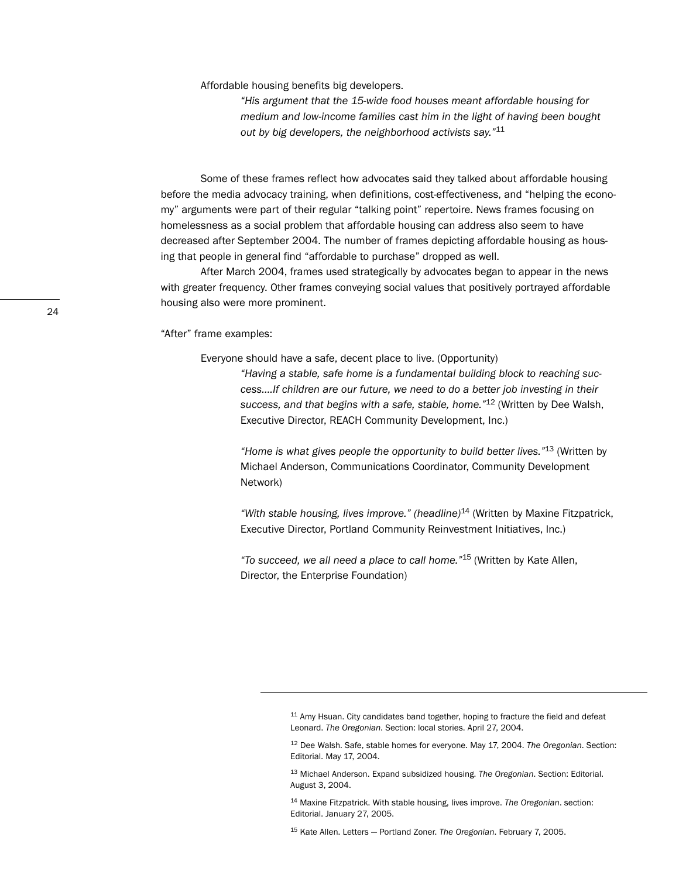Affordable housing benefits big developers.

> *"His argument that the 15-wide food houses meant affordable housing for medium and low-income families cast him in the light of having been bought out by big developers, the neighborhood activists say."*[11]

Some of these frames reflect how advocates said they talked about affordable housing before the media advocacy training, when definitions, cost-effectiveness, and "helping the economy" arguments were part of their regular "talking point" repertoire. News frames focusing on homelessness as a social problem that affordable housing can address also seem to have decreased after September 2004. The number of frames depicting affordable housing as housing that people in general find "affordable to purchase" dropped as well.

After March 2004, frames used strategically by advocates began to appear in the news with greater frequency. Other frames conveying social values that positively portrayed affordable housing also were more prominent.

"After" frame examples:

Everyone should have a safe, decent place to live. (Opportunity)

> *"Having a stable, safe home is a fundamental building block to reaching success....If children are our future, we need to do a better job investing in their success, and that begins with a safe, stable, home."*[12] (Written by Dee Walsh, Executive Director, REACH Community Development, Inc.)
>
> *"Home is what gives people the opportunity to build better lives."*[13] (Written by Michael Anderson, Communications Coordinator, Community Development Network)
>
> *"With stable housing, lives improve." (headline)*[14] (Written by Maxine Fitzpatrick, Executive Director, Portland Community Reinvestment Initiatives, Inc.)
>
> *"To succeed, we all need a place to call home."*[15] (Written by Kate Allen, Director, the Enterprise Foundation)

---

[11] Amy Hsuan. City candidates band together, hoping to fracture the field and defeat Leonard. *The Oregonian*. Section: local stories. April 27, 2004.

[12] Dee Walsh. Safe, stable homes for everyone. May 17, 2004. *The Oregonian*. Section: Editorial. May 17, 2004.

[13] Michael Anderson. Expand subsidized housing. *The Oregonian*. Section: Editorial. August 3, 2004.

[14] Maxine Fitzpatrick. With stable housing, lives improve. *The Oregonian*. section: Editorial. January 27, 2005.

[15] Kate Allen. Letters — Portland Zoner. *The Oregonian*. February 7, 2005.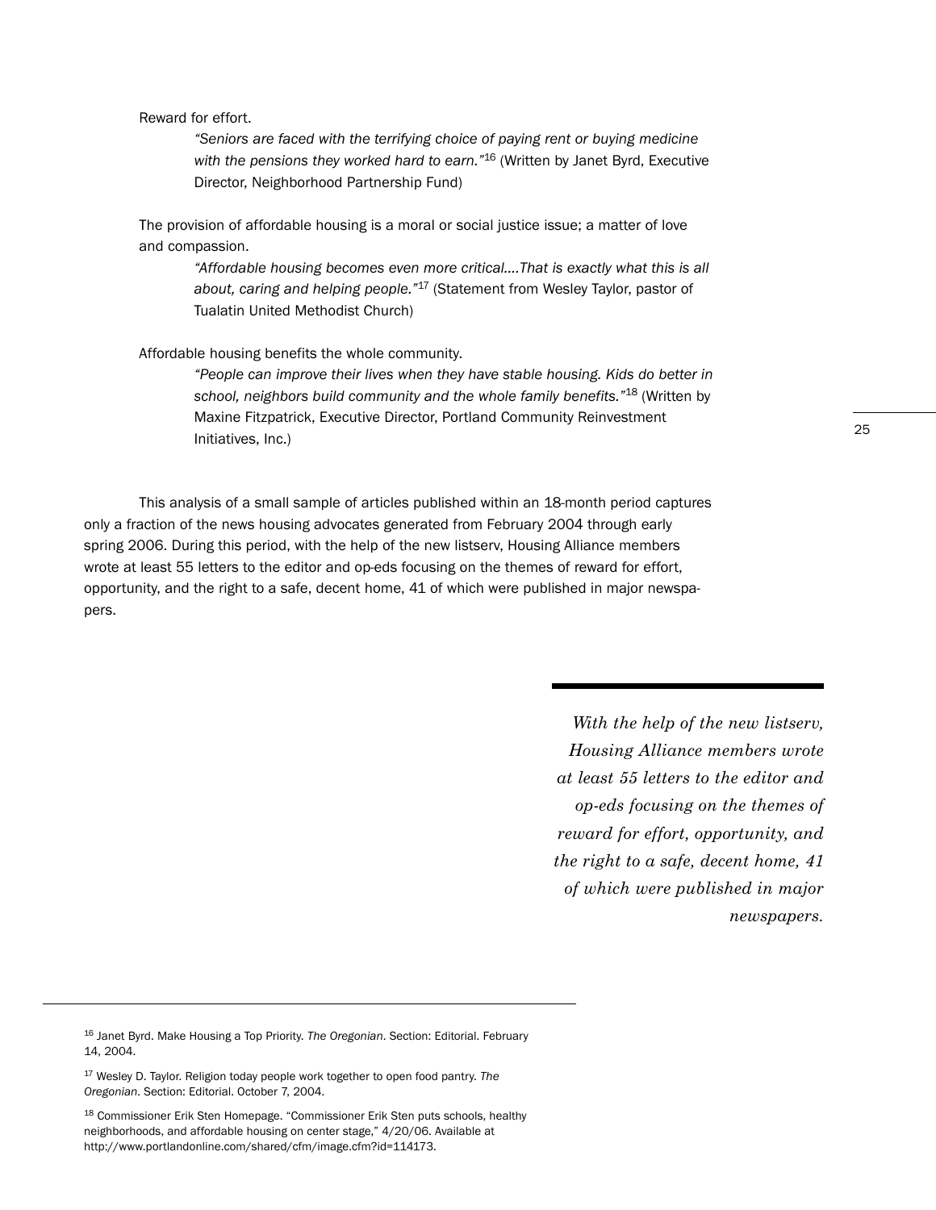Reward for effort.

> *"Seniors are faced with the terrifying choice of paying rent or buying medicine with the pensions they worked hard to earn."*[16] (Written by Janet Byrd, Executive Director, Neighborhood Partnership Fund)

The provision of affordable housing is a moral or social justice issue; a matter of love and compassion.

> *"Affordable housing becomes even more critical….That is exactly what this is all about, caring and helping people."*[17] (Statement from Wesley Taylor, pastor of Tualatin United Methodist Church)

Affordable housing benefits the whole community.

> *"People can improve their lives when they have stable housing. Kids do better in school, neighbors build community and the whole family benefits."*[18] (Written by Maxine Fitzpatrick, Executive Director, Portland Community Reinvestment Initiatives, Inc.)

This analysis of a small sample of articles published within an 18-month period captures only a fraction of the news housing advocates generated from February 2004 through early spring 2006. During this period, with the help of the new listserv, Housing Alliance members wrote at least 55 letters to the editor and op-eds focusing on the themes of reward for effort, opportunity, and the right to a safe, decent home, 41 of which were published in major newspapers.

> *With the help of the new listserv, Housing Alliance members wrote at least 55 letters to the editor and op-eds focusing on the themes of reward for effort, opportunity, and the right to a safe, decent home, 41 of which were published in major newspapers.*

---

[16] Janet Byrd. Make Housing a Top Priority. *The Oregonian*. Section: Editorial. February 14, 2004.

[17] Wesley D. Taylor. Religion today people work together to open food pantry. *The Oregonian*. Section: Editorial. October 7, 2004.

[18] Commissioner Erik Sten Homepage. "Commissioner Erik Sten puts schools, healthy neighborhoods, and affordable housing on center stage," 4/20/06. Available at http://www.portlandonline.com/shared/cfm/image.cfm?id=114173.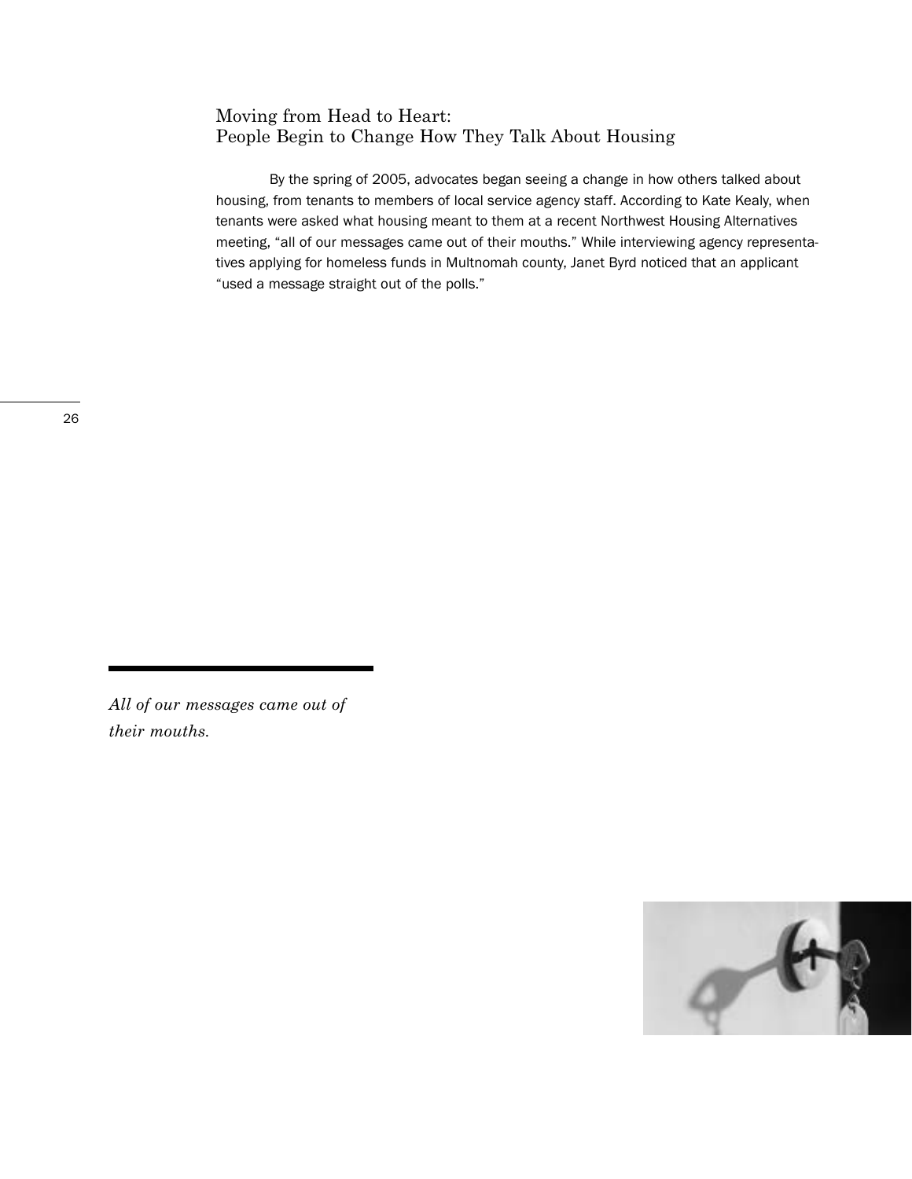## Moving from Head to Heart:
## People Begin to Change How They Talk About Housing

By the spring of 2005, advocates began seeing a change in how others talked about housing, from tenants to members of local service agency staff. According to Kate Kealy, when tenants were asked what housing meant to them at a recent Northwest Housing Alternatives meeting, "all of our messages came out of their mouths." While interviewing agency representatives applying for homeless funds in Multnomah county, Janet Byrd noticed that an applicant "used a message straight out of the polls."

*All of our messages came out of their mouths.*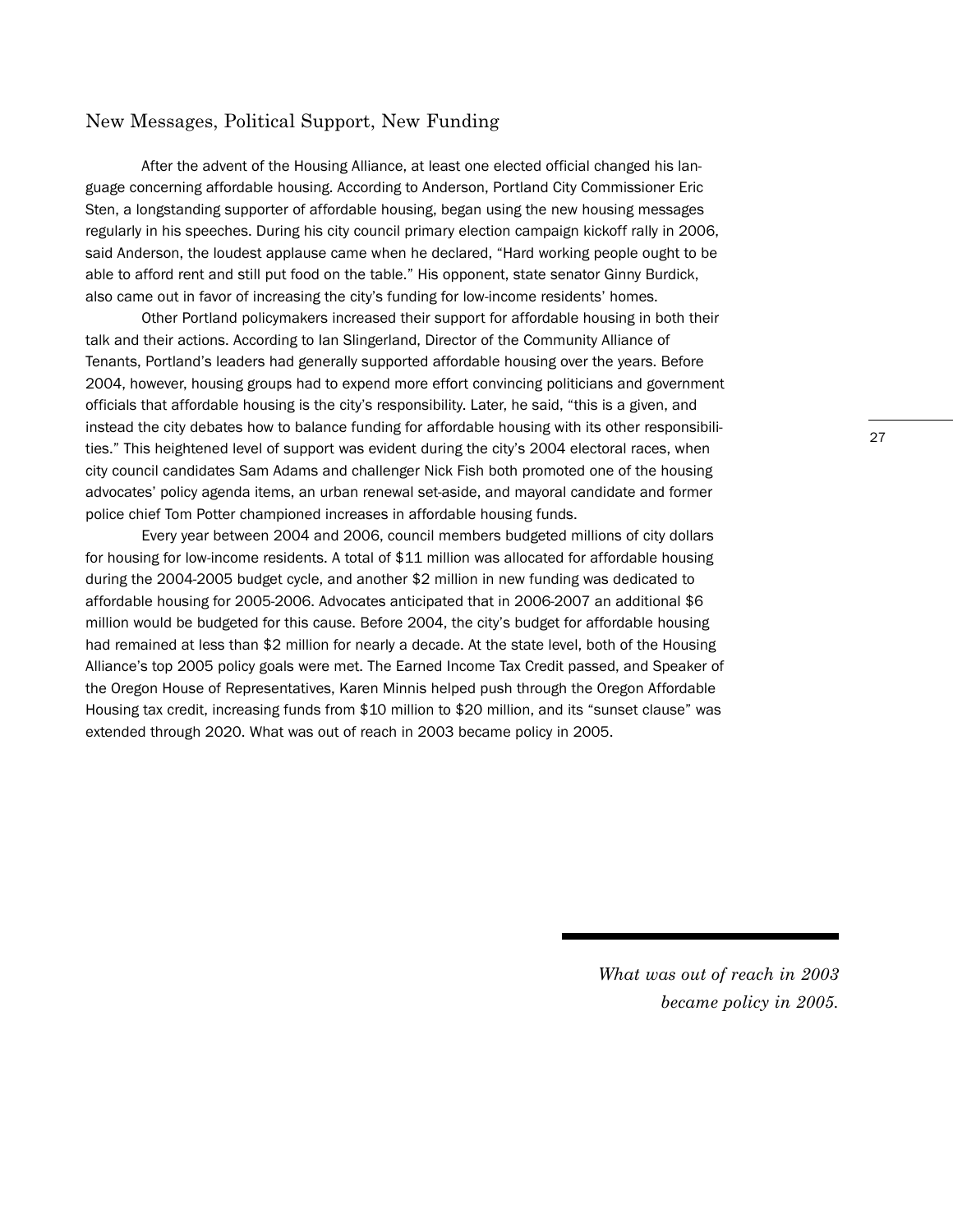## New Messages, Political Support, New Funding

After the advent of the Housing Alliance, at least one elected official changed his language concerning affordable housing. According to Anderson, Portland City Commissioner Eric Sten, a longstanding supporter of affordable housing, began using the new housing messages regularly in his speeches. During his city council primary election campaign kickoff rally in 2006, said Anderson, the loudest applause came when he declared, "Hard working people ought to be able to afford rent and still put food on the table." His opponent, state senator Ginny Burdick, also came out in favor of increasing the city's funding for low-income residents' homes.

Other Portland policymakers increased their support for affordable housing in both their talk and their actions. According to Ian Slingerland, Director of the Community Alliance of Tenants, Portland's leaders had generally supported affordable housing over the years. Before 2004, however, housing groups had to expend more effort convincing politicians and government officials that affordable housing is the city's responsibility. Later, he said, "this is a given, and instead the city debates how to balance funding for affordable housing with its other responsibilities." This heightened level of support was evident during the city's 2004 electoral races, when city council candidates Sam Adams and challenger Nick Fish both promoted one of the housing advocates' policy agenda items, an urban renewal set-aside, and mayoral candidate and former police chief Tom Potter championed increases in affordable housing funds.

Every year between 2004 and 2006, council members budgeted millions of city dollars for housing for low-income residents. A total of $11 million was allocated for affordable housing during the 2004-2005 budget cycle, and another $2 million in new funding was dedicated to affordable housing for 2005-2006. Advocates anticipated that in 2006-2007 an additional $6 million would be budgeted for this cause. Before 2004, the city's budget for affordable housing had remained at less than $2 million for nearly a decade. At the state level, both of the Housing Alliance's top 2005 policy goals were met. The Earned Income Tax Credit passed, and Speaker of the Oregon House of Representatives, Karen Minnis helped push through the Oregon Affordable Housing tax credit, increasing funds from $10 million to $20 million, and its "sunset clause" was extended through 2020. What was out of reach in 2003 became policy in 2005.

*What was out of reach in 2003 became policy in 2005.*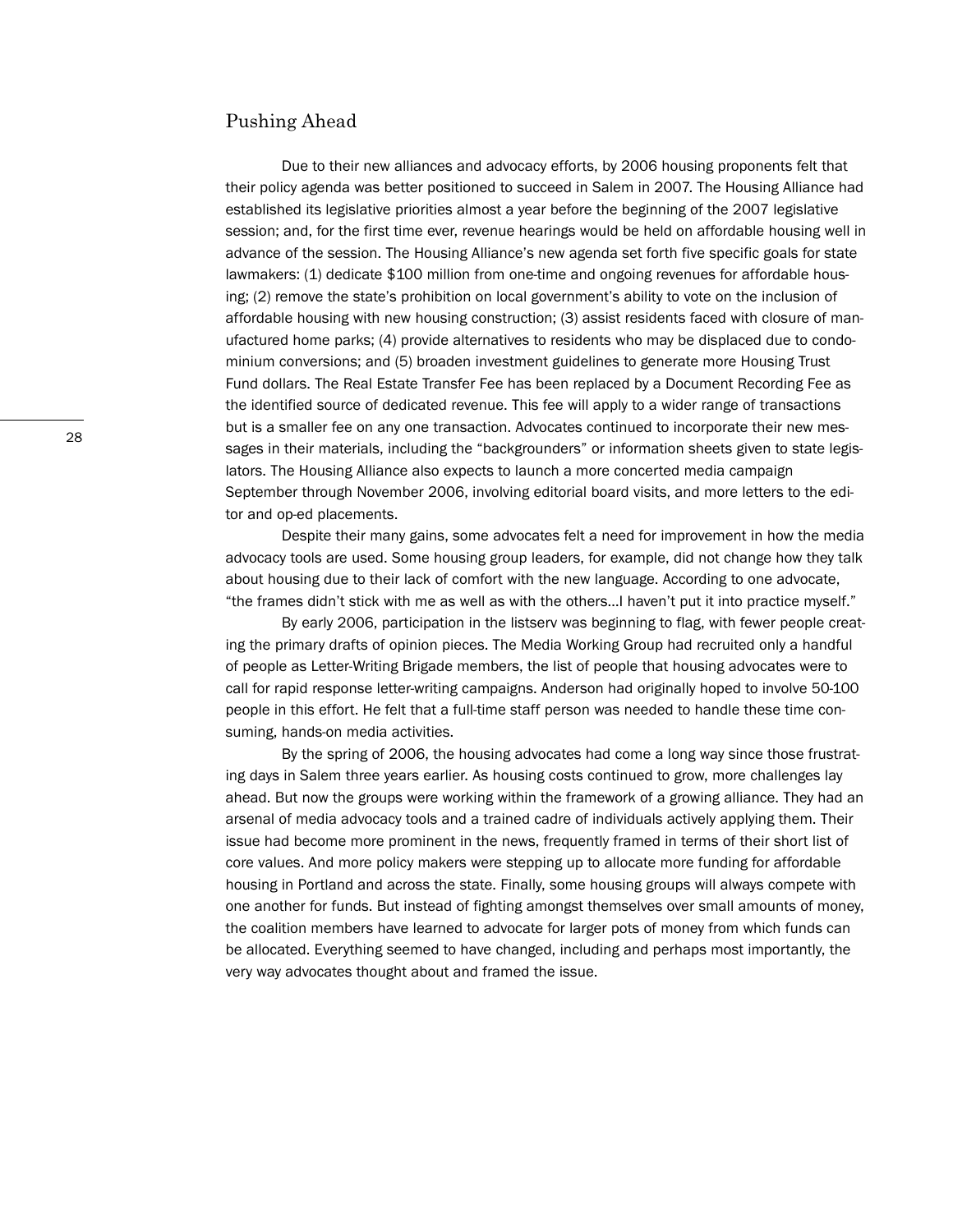## Pushing Ahead

Due to their new alliances and advocacy efforts, by 2006 housing proponents felt that their policy agenda was better positioned to succeed in Salem in 2007. The Housing Alliance had established its legislative priorities almost a year before the beginning of the 2007 legislative session; and, for the first time ever, revenue hearings would be held on affordable housing well in advance of the session. The Housing Alliance's new agenda set forth five specific goals for state lawmakers: (1) dedicate $100 million from one-time and ongoing revenues for affordable housing; (2) remove the state's prohibition on local government's ability to vote on the inclusion of affordable housing with new housing construction; (3) assist residents faced with closure of manufactured home parks; (4) provide alternatives to residents who may be displaced due to condominium conversions; and (5) broaden investment guidelines to generate more Housing Trust Fund dollars. The Real Estate Transfer Fee has been replaced by a Document Recording Fee as the identified source of dedicated revenue. This fee will apply to a wider range of transactions but is a smaller fee on any one transaction. Advocates continued to incorporate their new messages in their materials, including the "backgrounders" or information sheets given to state legislators. The Housing Alliance also expects to launch a more concerted media campaign September through November 2006, involving editorial board visits, and more letters to the editor and op-ed placements.

Despite their many gains, some advocates felt a need for improvement in how the media advocacy tools are used. Some housing group leaders, for example, did not change how they talk about housing due to their lack of comfort with the new language. According to one advocate, "the frames didn't stick with me as well as with the others…I haven't put it into practice myself."

By early 2006, participation in the listserv was beginning to flag, with fewer people creating the primary drafts of opinion pieces. The Media Working Group had recruited only a handful of people as Letter-Writing Brigade members, the list of people that housing advocates were to call for rapid response letter-writing campaigns. Anderson had originally hoped to involve 50-100 people in this effort. He felt that a full-time staff person was needed to handle these time consuming, hands-on media activities.

By the spring of 2006, the housing advocates had come a long way since those frustrating days in Salem three years earlier. As housing costs continued to grow, more challenges lay ahead. But now the groups were working within the framework of a growing alliance. They had an arsenal of media advocacy tools and a trained cadre of individuals actively applying them. Their issue had become more prominent in the news, frequently framed in terms of their short list of core values. And more policy makers were stepping up to allocate more funding for affordable housing in Portland and across the state. Finally, some housing groups will always compete with one another for funds. But instead of fighting amongst themselves over small amounts of money, the coalition members have learned to advocate for larger pots of money from which funds can be allocated. Everything seemed to have changed, including and perhaps most importantly, the very way advocates thought about and framed the issue.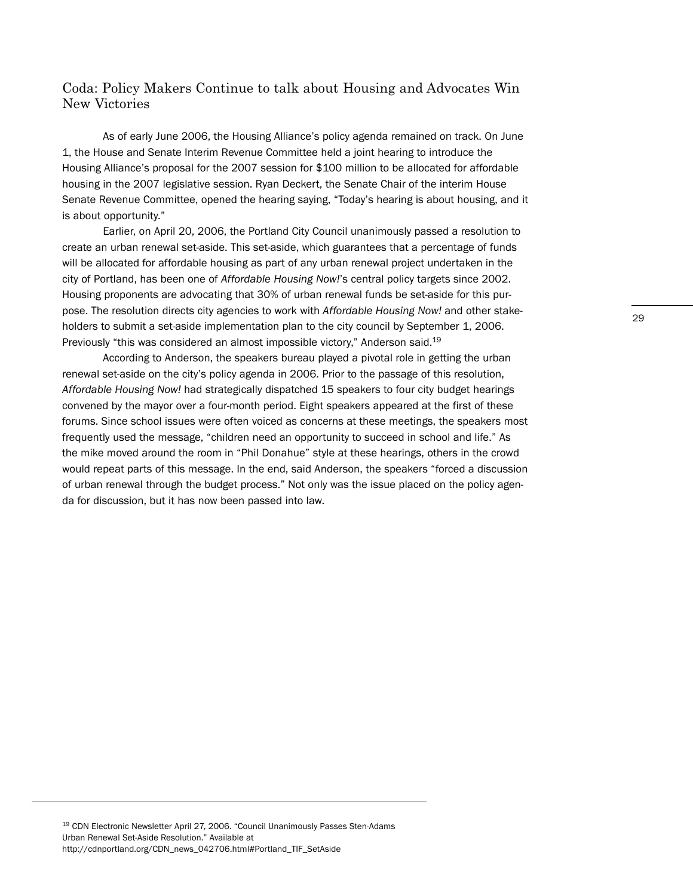## Coda: Policy Makers Continue to talk about Housing and Advocates Win New Victories

As of early June 2006, the Housing Alliance's policy agenda remained on track. On June 1, the House and Senate Interim Revenue Committee held a joint hearing to introduce the Housing Alliance's proposal for the 2007 session for $100 million to be allocated for affordable housing in the 2007 legislative session. Ryan Deckert, the Senate Chair of the interim House Senate Revenue Committee, opened the hearing saying, "Today's hearing is about housing, and it is about opportunity."

Earlier, on April 20, 2006, the Portland City Council unanimously passed a resolution to create an urban renewal set-aside. This set-aside, which guarantees that a percentage of funds will be allocated for affordable housing as part of any urban renewal project undertaken in the city of Portland, has been one of *Affordable Housing Now!*'s central policy targets since 2002. Housing proponents are advocating that 30% of urban renewal funds be set-aside for this purpose. The resolution directs city agencies to work with *Affordable Housing Now!* and other stakeholders to submit a set-aside implementation plan to the city council by September 1, 2006. Previously "this was considered an almost impossible victory," Anderson said.[19]

According to Anderson, the speakers bureau played a pivotal role in getting the urban renewal set-aside on the city's policy agenda in 2006. Prior to the passage of this resolution, *Affordable Housing Now!* had strategically dispatched 15 speakers to four city budget hearings convened by the mayor over a four-month period. Eight speakers appeared at the first of these forums. Since school issues were often voiced as concerns at these meetings, the speakers most frequently used the message, "children need an opportunity to succeed in school and life." As the mike moved around the room in "Phil Donahue" style at these hearings, others in the crowd would repeat parts of this message. In the end, said Anderson, the speakers "forced a discussion of urban renewal through the budget process." Not only was the issue placed on the policy agenda for discussion, but it has now been passed into law.

---

[19] CDN Electronic Newsletter April 27, 2006. "Council Unanimously Passes Sten-Adams Urban Renewal Set-Aside Resolution." Available at http://cdnportland.org/CDN_news_042706.html#Portland_TIF_SetAside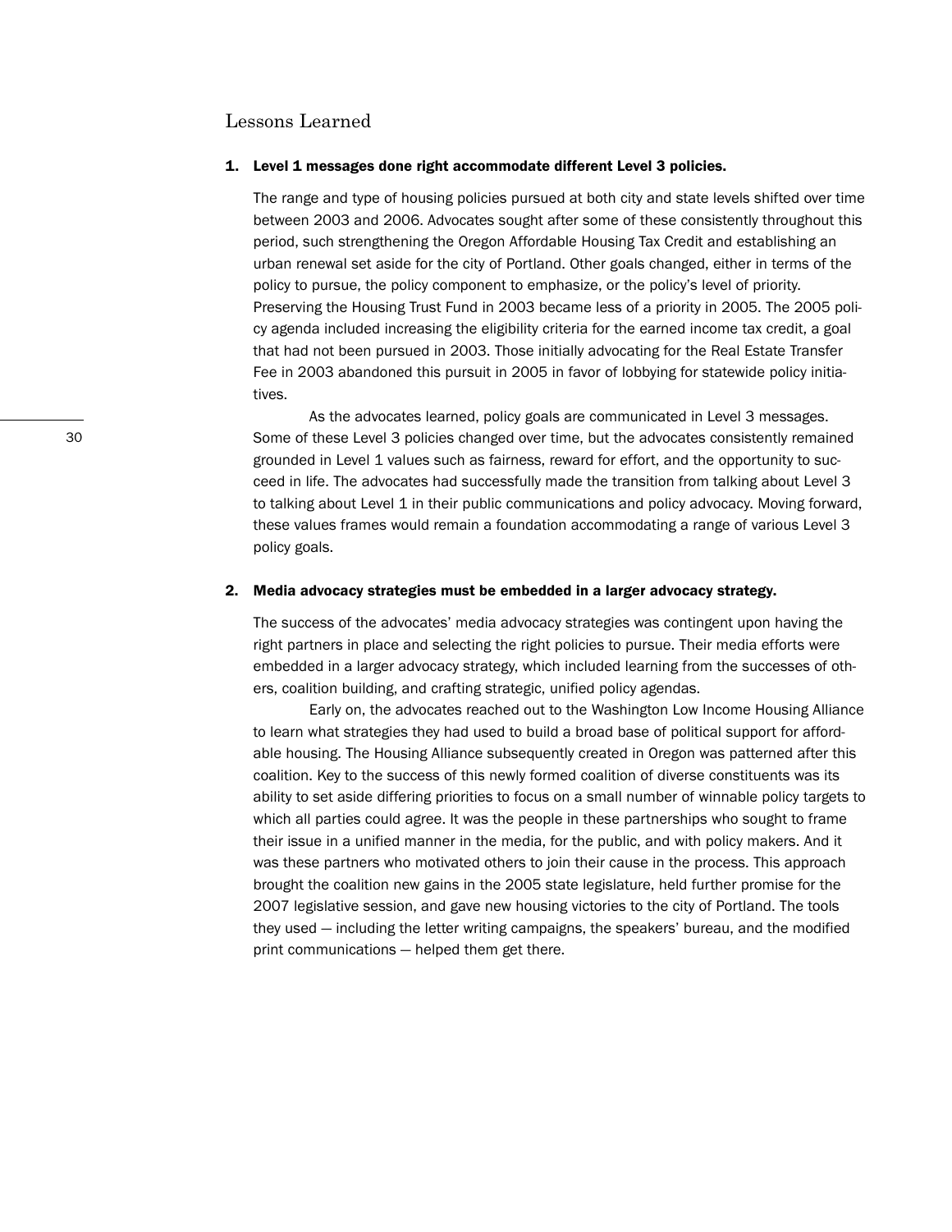## Lessons Learned

### 1. Level 1 messages done right accommodate different Level 3 policies.

The range and type of housing policies pursued at both city and state levels shifted over time between 2003 and 2006. Advocates sought after some of these consistently throughout this period, such strengthening the Oregon Affordable Housing Tax Credit and establishing an urban renewal set aside for the city of Portland. Other goals changed, either in terms of the policy to pursue, the policy component to emphasize, or the policy's level of priority. Preserving the Housing Trust Fund in 2003 became less of a priority in 2005. The 2005 policy agenda included increasing the eligibility criteria for the earned income tax credit, a goal that had not been pursued in 2003. Those initially advocating for the Real Estate Transfer Fee in 2003 abandoned this pursuit in 2005 in favor of lobbying for statewide policy initiatives.

As the advocates learned, policy goals are communicated in Level 3 messages. Some of these Level 3 policies changed over time, but the advocates consistently remained grounded in Level 1 values such as fairness, reward for effort, and the opportunity to succeed in life. The advocates had successfully made the transition from talking about Level 3 to talking about Level 1 in their public communications and policy advocacy. Moving forward, these values frames would remain a foundation accommodating a range of various Level 3 policy goals.

### 2. Media advocacy strategies must be embedded in a larger advocacy strategy.

The success of the advocates' media advocacy strategies was contingent upon having the right partners in place and selecting the right policies to pursue. Their media efforts were embedded in a larger advocacy strategy, which included learning from the successes of others, coalition building, and crafting strategic, unified policy agendas.

Early on, the advocates reached out to the Washington Low Income Housing Alliance to learn what strategies they had used to build a broad base of political support for affordable housing. The Housing Alliance subsequently created in Oregon was patterned after this coalition. Key to the success of this newly formed coalition of diverse constituents was its ability to set aside differing priorities to focus on a small number of winnable policy targets to which all parties could agree. It was the people in these partnerships who sought to frame their issue in a unified manner in the media, for the public, and with policy makers. And it was these partners who motivated others to join their cause in the process. This approach brought the coalition new gains in the 2005 state legislature, held further promise for the 2007 legislative session, and gave new housing victories to the city of Portland. The tools they used — including the letter writing campaigns, the speakers' bureau, and the modified print communications — helped them get there.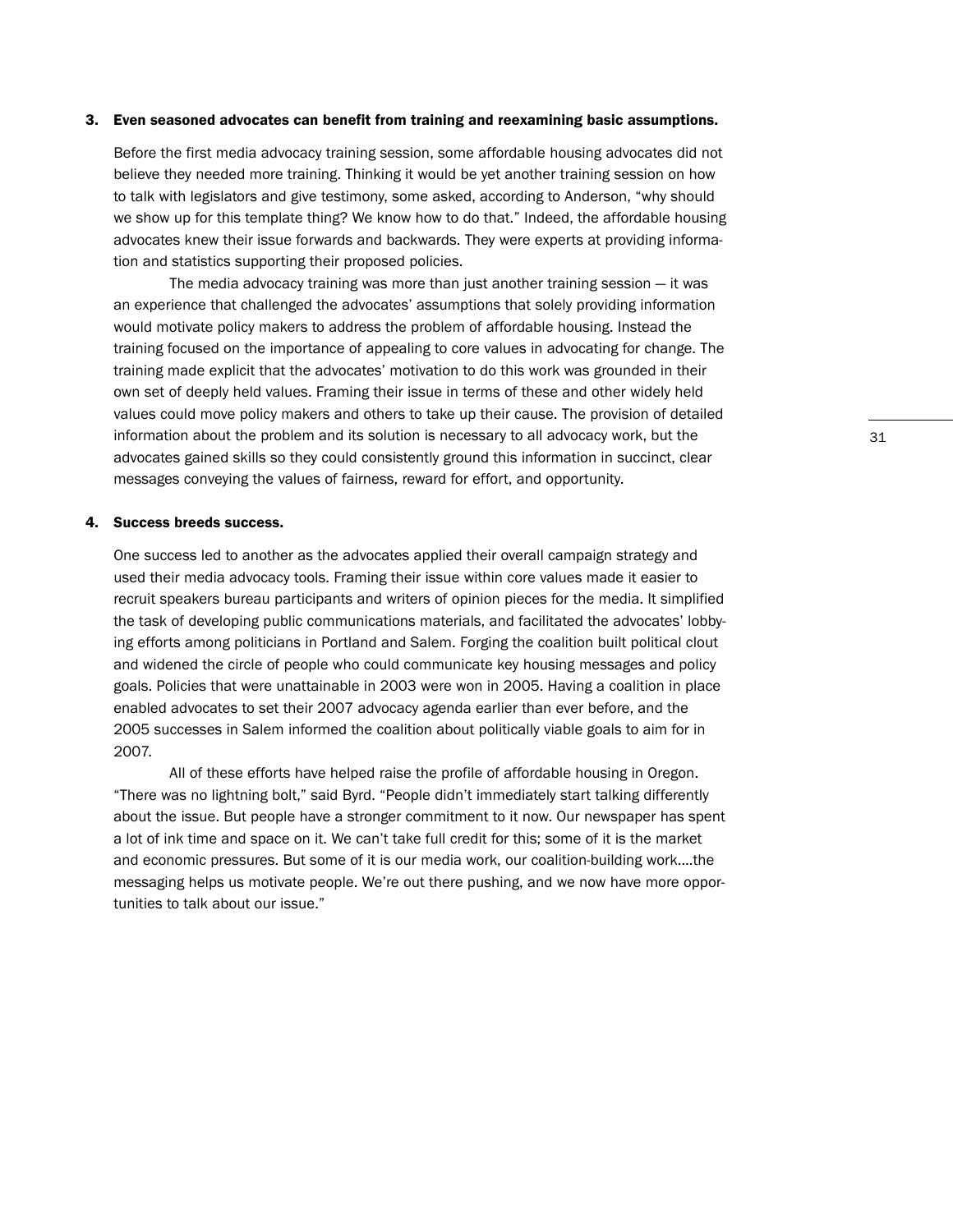**3. Even seasoned advocates can benefit from training and reexamining basic assumptions.**

Before the first media advocacy training session, some affordable housing advocates did not believe they needed more training. Thinking it would be yet another training session on how to talk with legislators and give testimony, some asked, according to Anderson, "why should we show up for this template thing? We know how to do that." Indeed, the affordable housing advocates knew their issue forwards and backwards. They were experts at providing information and statistics supporting their proposed policies.

The media advocacy training was more than just another training session — it was an experience that challenged the advocates' assumptions that solely providing information would motivate policy makers to address the problem of affordable housing. Instead the training focused on the importance of appealing to core values in advocating for change. The training made explicit that the advocates' motivation to do this work was grounded in their own set of deeply held values. Framing their issue in terms of these and other widely held values could move policy makers and others to take up their cause. The provision of detailed information about the problem and its solution is necessary to all advocacy work, but the advocates gained skills so they could consistently ground this information in succinct, clear messages conveying the values of fairness, reward for effort, and opportunity.

**4. Success breeds success.**

One success led to another as the advocates applied their overall campaign strategy and used their media advocacy tools. Framing their issue within core values made it easier to recruit speakers bureau participants and writers of opinion pieces for the media. It simplified the task of developing public communications materials, and facilitated the advocates' lobbying efforts among politicians in Portland and Salem. Forging the coalition built political clout and widened the circle of people who could communicate key housing messages and policy goals. Policies that were unattainable in 2003 were won in 2005. Having a coalition in place enabled advocates to set their 2007 advocacy agenda earlier than ever before, and the 2005 successes in Salem informed the coalition about politically viable goals to aim for in 2007.

All of these efforts have helped raise the profile of affordable housing in Oregon. "There was no lightning bolt," said Byrd. "People didn't immediately start talking differently about the issue. But people have a stronger commitment to it now. Our newspaper has spent a lot of ink time and space on it. We can't take full credit for this; some of it is the market and economic pressures. But some of it is our media work, our coalition-building work....the messaging helps us motivate people. We're out there pushing, and we now have more opportunities to talk about our issue."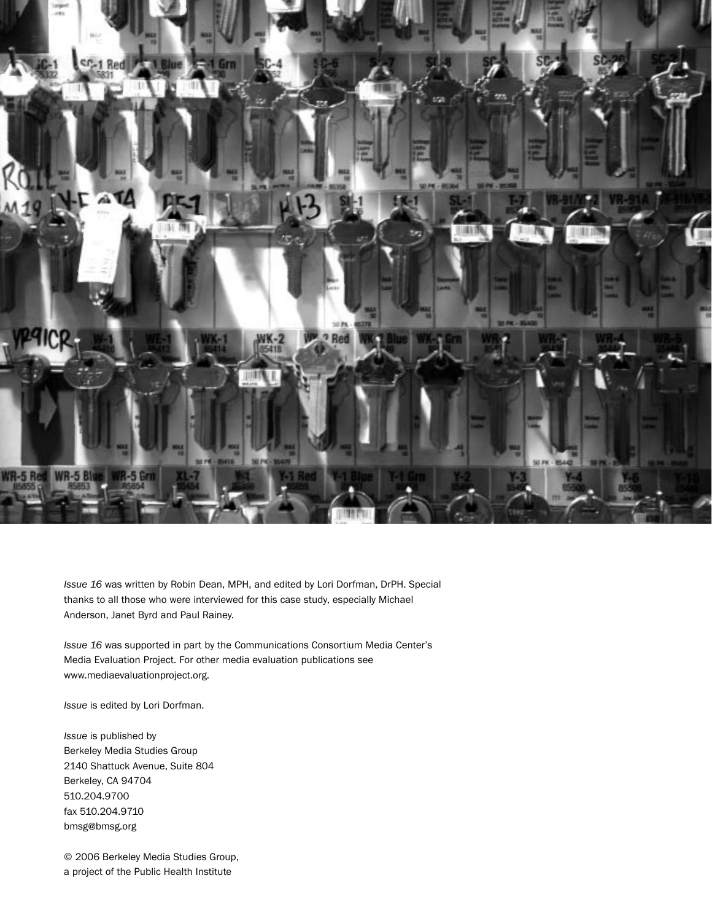*Issue 16* was written by Robin Dean, MPH, and edited by Lori Dorfman, DrPH. Special thanks to all those who were interviewed for this case study, especially Michael Anderson, Janet Byrd and Paul Rainey.

*Issue 16* was supported in part by the Communications Consortium Media Center's Media Evaluation Project. For other media evaluation publications see www.mediaevaluationproject.org.

*Issue* is edited by Lori Dorfman.

*Issue* is published by
Berkeley Media Studies Group
2140 Shattuck Avenue, Suite 804
Berkeley, CA 94704
510.204.9700
fax 510.204.9710
bmsg@bmsg.org

© 2006 Berkeley Media Studies Group,
a project of the Public Health Institute